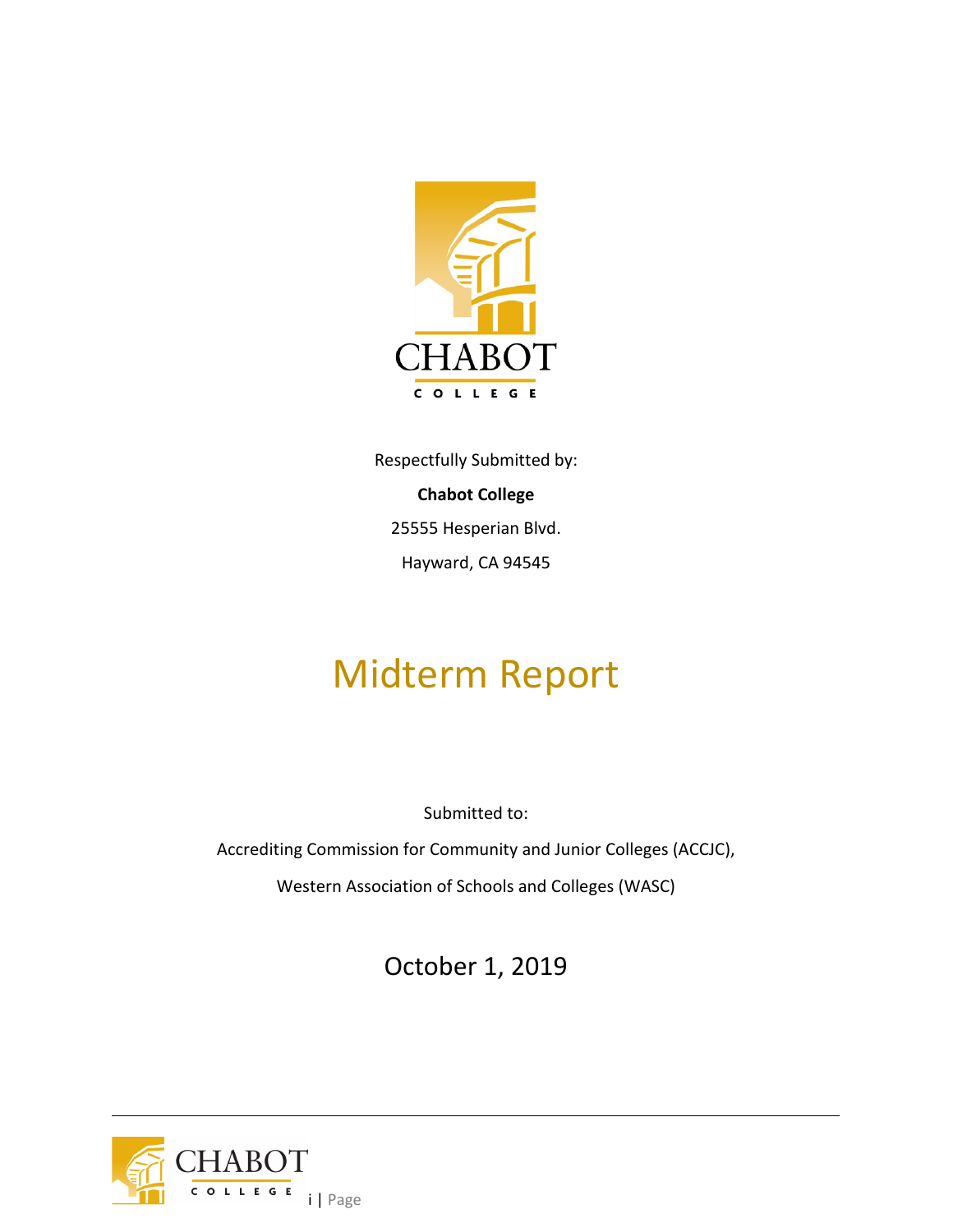CHABOT COLLEGE

Respectfully Submitted by:

**Chabot College**

25555 Hesperian Blvd.

Hayward, CA 94545

# Midterm Report

Submitted to:

Accrediting Commission for Community and Junior Colleges (ACCJC),

Western Association of Schools and Colleges (WASC)

October 1, 2019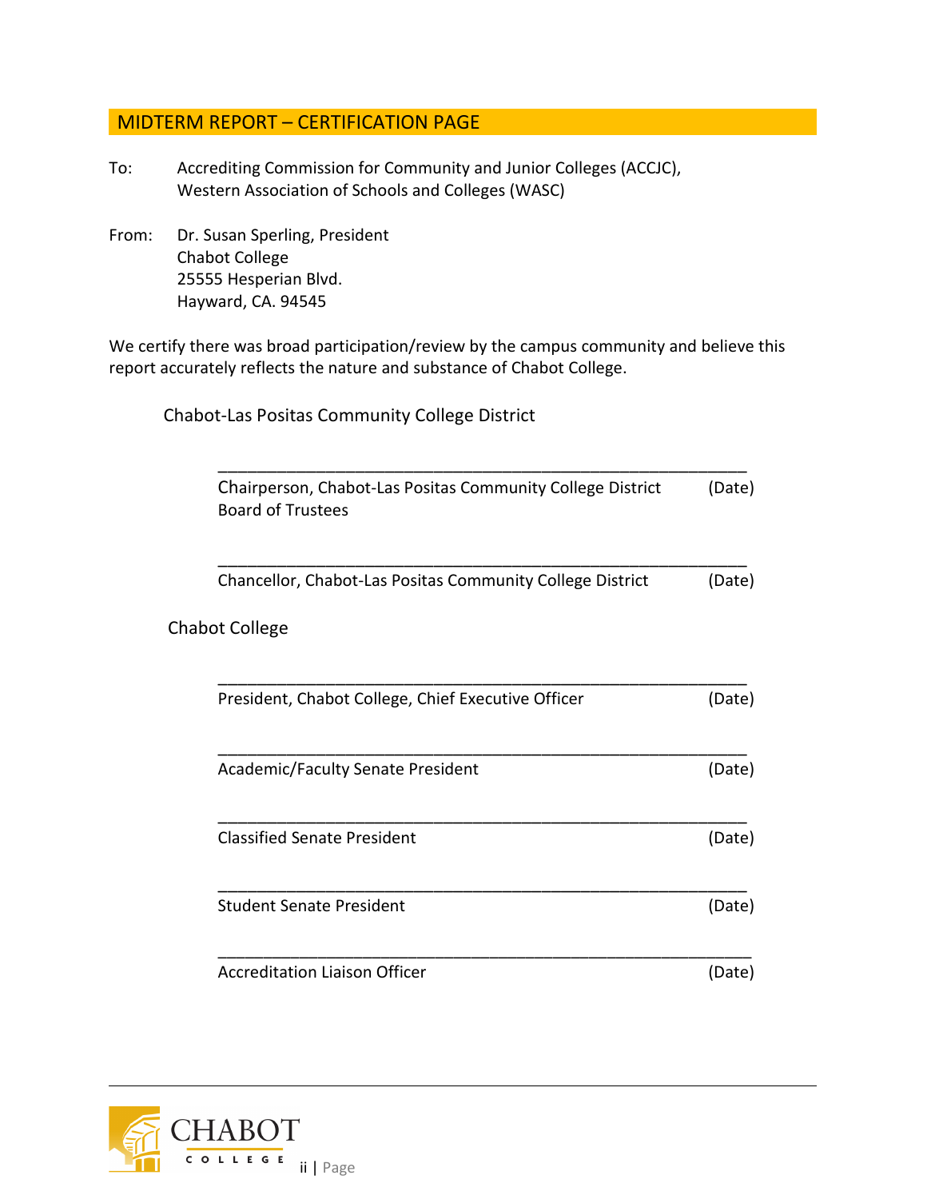## MIDTERM REPORT – CERTIFICATION PAGE

To: Accrediting Commission for Community and Junior Colleges (ACCJC), Western Association of Schools and Colleges (WASC)

From: Dr. Susan Sperling, President
Chabot College
25555 Hesperian Blvd.
Hayward, CA. 94545

We certify there was broad participation/review by the campus community and believe this report accurately reflects the nature and substance of Chabot College.

Chabot-Las Positas Community College District

\_\_\_\_\_\_\_\_\_\_\_\_\_\_\_\_\_\_\_\_\_\_\_\_\_\_\_\_\_\_\_\_\_\_\_\_\_\_\_\_\_\_\_\_\_\_\_\_\_\_\_\_\_\_\_\_\_\_

Chairperson, Chabot-Las Positas Community College District Board of Trustees (Date)

\_\_\_\_\_\_\_\_\_\_\_\_\_\_\_\_\_\_\_\_\_\_\_\_\_\_\_\_\_\_\_\_\_\_\_\_\_\_\_\_\_\_\_\_\_\_\_\_\_\_\_\_\_\_\_\_\_\_

Chancellor, Chabot-Las Positas Community College District (Date)

Chabot College

\_\_\_\_\_\_\_\_\_\_\_\_\_\_\_\_\_\_\_\_\_\_\_\_\_\_\_\_\_\_\_\_\_\_\_\_\_\_\_\_\_\_\_\_\_\_\_\_\_\_\_\_\_\_\_\_\_\_

President, Chabot College, Chief Executive Officer (Date)

\_\_\_\_\_\_\_\_\_\_\_\_\_\_\_\_\_\_\_\_\_\_\_\_\_\_\_\_\_\_\_\_\_\_\_\_\_\_\_\_\_\_\_\_\_\_\_\_\_\_\_\_\_\_\_\_\_\_

Academic/Faculty Senate President (Date)

\_\_\_\_\_\_\_\_\_\_\_\_\_\_\_\_\_\_\_\_\_\_\_\_\_\_\_\_\_\_\_\_\_\_\_\_\_\_\_\_\_\_\_\_\_\_\_\_\_\_\_\_\_\_\_\_\_\_

Classified Senate President (Date)

\_\_\_\_\_\_\_\_\_\_\_\_\_\_\_\_\_\_\_\_\_\_\_\_\_\_\_\_\_\_\_\_\_\_\_\_\_\_\_\_\_\_\_\_\_\_\_\_\_\_\_\_\_\_\_\_\_\_

Student Senate President (Date)

\_\_\_\_\_\_\_\_\_\_\_\_\_\_\_\_\_\_\_\_\_\_\_\_\_\_\_\_\_\_\_\_\_\_\_\_\_\_\_\_\_\_\_\_\_\_\_\_\_\_\_\_\_\_\_\_\_\_

Accreditation Liaison Officer (Date)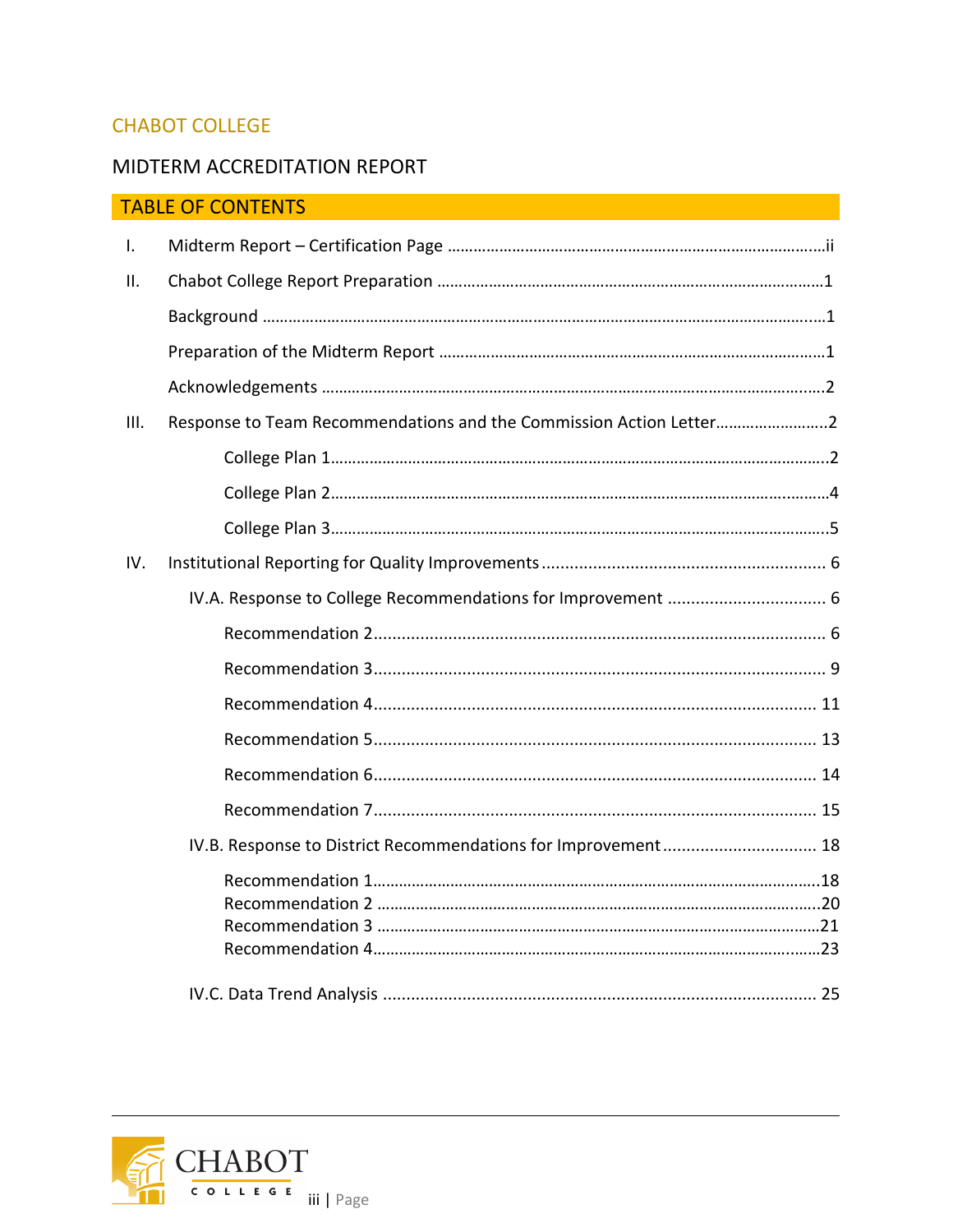CHABOT COLLEGE

MIDTERM ACCREDITATION REPORT

## TABLE OF CONTENTS

I. Midterm Report – Certification Page ....................................................ii

II. Chabot College Report Preparation ....................................................1

- Background ....................................................1
- Preparation of the Midterm Report ....................................................1
- Acknowledgements ....................................................2

III. Response to Team Recommendations and the Commission Action Letter....................................................2

- College Plan 1....................................................2
- College Plan 2....................................................4
- College Plan 3....................................................5

IV. Institutional Reporting for Quality Improvements .................................................... 6

- IV.A. Response to College Recommendations for Improvement .................................................... 6
  - Recommendation 2.................................................... 6
  - Recommendation 3.................................................... 9
  - Recommendation 4.................................................... 11
  - Recommendation 5.................................................... 13
  - Recommendation 6.................................................... 14
  - Recommendation 7.................................................... 15
- IV.B. Response to District Recommendations for Improvement .................................................... 18
  - Recommendation 1....................................................18
  - Recommendation 2 ....................................................20
  - Recommendation 3 ....................................................21
  - Recommendation 4....................................................23
- IV.C. Data Trend Analysis .................................................... 25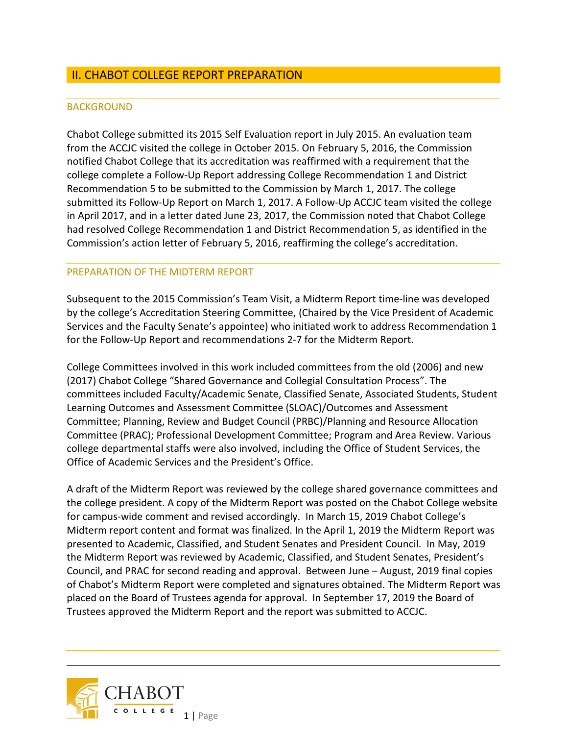## II. CHABOT COLLEGE REPORT PREPARATION

### BACKGROUND

Chabot College submitted its 2015 Self Evaluation report in July 2015. An evaluation team from the ACCJC visited the college in October 2015. On February 5, 2016, the Commission notified Chabot College that its accreditation was reaffirmed with a requirement that the college complete a Follow-Up Report addressing College Recommendation 1 and District Recommendation 5 to be submitted to the Commission by March 1, 2017. The college submitted its Follow-Up Report on March 1, 2017. A Follow-Up ACCJC team visited the college in April 2017, and in a letter dated June 23, 2017, the Commission noted that Chabot College had resolved College Recommendation 1 and District Recommendation 5, as identified in the Commission's action letter of February 5, 2016, reaffirming the college's accreditation.

### PREPARATION OF THE MIDTERM REPORT

Subsequent to the 2015 Commission's Team Visit, a Midterm Report time-line was developed by the college's Accreditation Steering Committee, (Chaired by the Vice President of Academic Services and the Faculty Senate's appointee) who initiated work to address Recommendation 1 for the Follow-Up Report and recommendations 2-7 for the Midterm Report.

College Committees involved in this work included committees from the old (2006) and new (2017) Chabot College "Shared Governance and Collegial Consultation Process". The committees included Faculty/Academic Senate, Classified Senate, Associated Students, Student Learning Outcomes and Assessment Committee (SLOAC)/Outcomes and Assessment Committee; Planning, Review and Budget Council (PRBC)/Planning and Resource Allocation Committee (PRAC); Professional Development Committee; Program and Area Review. Various college departmental staffs were also involved, including the Office of Student Services, the Office of Academic Services and the President's Office.

A draft of the Midterm Report was reviewed by the college shared governance committees and the college president. A copy of the Midterm Report was posted on the Chabot College website for campus-wide comment and revised accordingly. In March 15, 2019 Chabot College's Midterm report content and format was finalized. In the April 1, 2019 the Midterm Report was presented to Academic, Classified, and Student Senates and President Council. In May, 2019 the Midterm Report was reviewed by Academic, Classified, and Student Senates, President's Council, and PRAC for second reading and approval. Between June – August, 2019 final copies of Chabot's Midterm Report were completed and signatures obtained. The Midterm Report was placed on the Board of Trustees agenda for approval. In September 17, 2019 the Board of Trustees approved the Midterm Report and the report was submitted to ACCJC.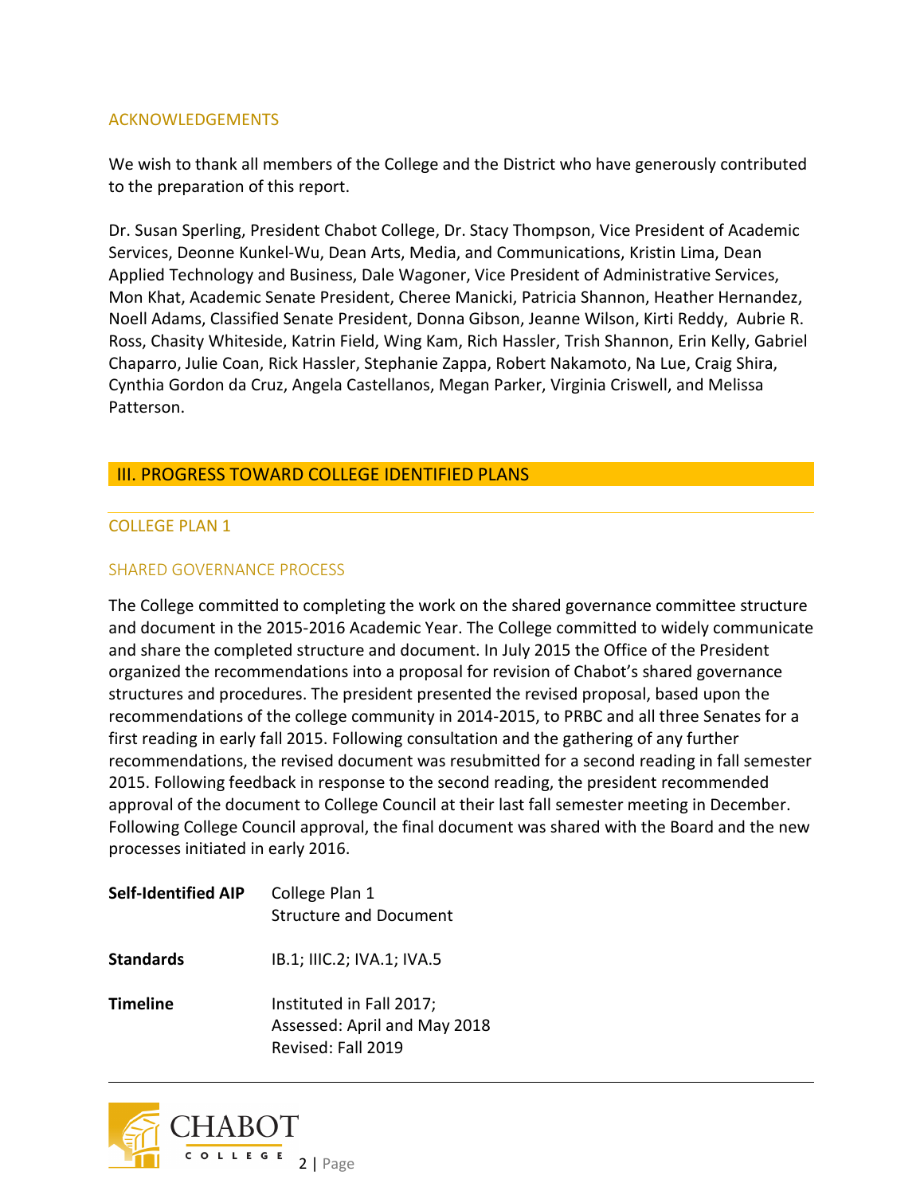## ACKNOWLEDGEMENTS

We wish to thank all members of the College and the District who have generously contributed to the preparation of this report.

Dr. Susan Sperling, President Chabot College, Dr. Stacy Thompson, Vice President of Academic Services, Deonne Kunkel-Wu, Dean Arts, Media, and Communications, Kristin Lima, Dean Applied Technology and Business, Dale Wagoner, Vice President of Administrative Services, Mon Khat, Academic Senate President, Cheree Manicki, Patricia Shannon, Heather Hernandez, Noell Adams, Classified Senate President, Donna Gibson, Jeanne Wilson, Kirti Reddy, Aubrie R. Ross, Chasity Whiteside, Katrin Field, Wing Kam, Rich Hassler, Trish Shannon, Erin Kelly, Gabriel Chaparro, Julie Coan, Rick Hassler, Stephanie Zappa, Robert Nakamoto, Na Lue, Craig Shira, Cynthia Gordon da Cruz, Angela Castellanos, Megan Parker, Virginia Criswell, and Melissa Patterson.

# III. PROGRESS TOWARD COLLEGE IDENTIFIED PLANS

## COLLEGE PLAN 1

### SHARED GOVERNANCE PROCESS

The College committed to completing the work on the shared governance committee structure and document in the 2015-2016 Academic Year. The College committed to widely communicate and share the completed structure and document. In July 2015 the Office of the President organized the recommendations into a proposal for revision of Chabot's shared governance structures and procedures. The president presented the revised proposal, based upon the recommendations of the college community in 2014-2015, to PRBC and all three Senates for a first reading in early fall 2015. Following consultation and the gathering of any further recommendations, the revised document was resubmitted for a second reading in fall semester 2015. Following feedback in response to the second reading, the president recommended approval of the document to College Council at their last fall semester meeting in December. Following College Council approval, the final document was shared with the Board and the new processes initiated in early 2016.

| | |
|---|---|
| **Self-Identified AIP** | College Plan 1<br>Structure and Document |
| **Standards** | IB.1; IIIC.2; IVA.1; IVA.5 |
| **Timeline** | Instituted in Fall 2017;<br>Assessed: April and May 2018<br>Revised: Fall 2019 |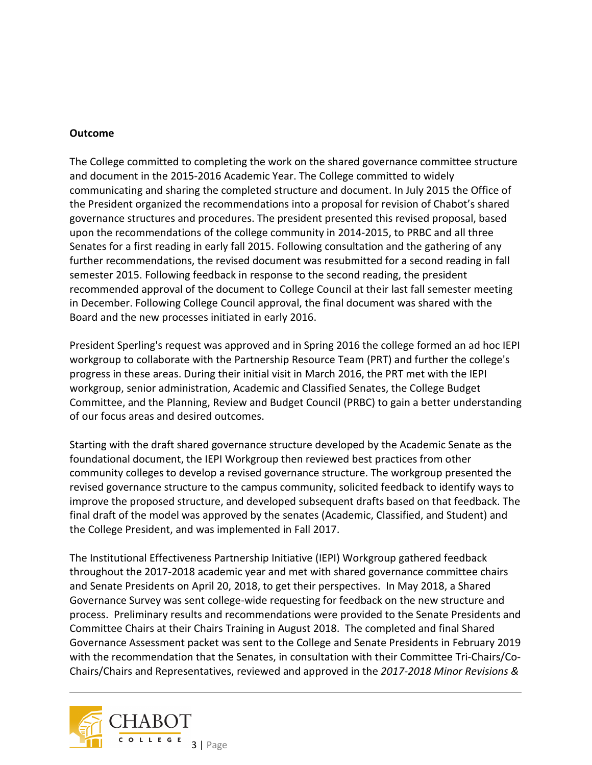**Outcome**

The College committed to completing the work on the shared governance committee structure and document in the 2015-2016 Academic Year. The College committed to widely communicating and sharing the completed structure and document. In July 2015 the Office of the President organized the recommendations into a proposal for revision of Chabot's shared governance structures and procedures. The president presented this revised proposal, based upon the recommendations of the college community in 2014-2015, to PRBC and all three Senates for a first reading in early fall 2015. Following consultation and the gathering of any further recommendations, the revised document was resubmitted for a second reading in fall semester 2015. Following feedback in response to the second reading, the president recommended approval of the document to College Council at their last fall semester meeting in December. Following College Council approval, the final document was shared with the Board and the new processes initiated in early 2016.

President Sperling's request was approved and in Spring 2016 the college formed an ad hoc IEPI workgroup to collaborate with the Partnership Resource Team (PRT) and further the college's progress in these areas. During their initial visit in March 2016, the PRT met with the IEPI workgroup, senior administration, Academic and Classified Senates, the College Budget Committee, and the Planning, Review and Budget Council (PRBC) to gain a better understanding of our focus areas and desired outcomes.

Starting with the draft shared governance structure developed by the Academic Senate as the foundational document, the IEPI Workgroup then reviewed best practices from other community colleges to develop a revised governance structure. The workgroup presented the revised governance structure to the campus community, solicited feedback to identify ways to improve the proposed structure, and developed subsequent drafts based on that feedback. The final draft of the model was approved by the senates (Academic, Classified, and Student) and the College President, and was implemented in Fall 2017.

The Institutional Effectiveness Partnership Initiative (IEPI) Workgroup gathered feedback throughout the 2017-2018 academic year and met with shared governance committee chairs and Senate Presidents on April 20, 2018, to get their perspectives. In May 2018, a Shared Governance Survey was sent college-wide requesting for feedback on the new structure and process. Preliminary results and recommendations were provided to the Senate Presidents and Committee Chairs at their Chairs Training in August 2018. The completed and final Shared Governance Assessment packet was sent to the College and Senate Presidents in February 2019 with the recommendation that the Senates, in consultation with their Committee Tri-Chairs/Co-Chairs/Chairs and Representatives, reviewed and approved in the *2017-2018 Minor Revisions &*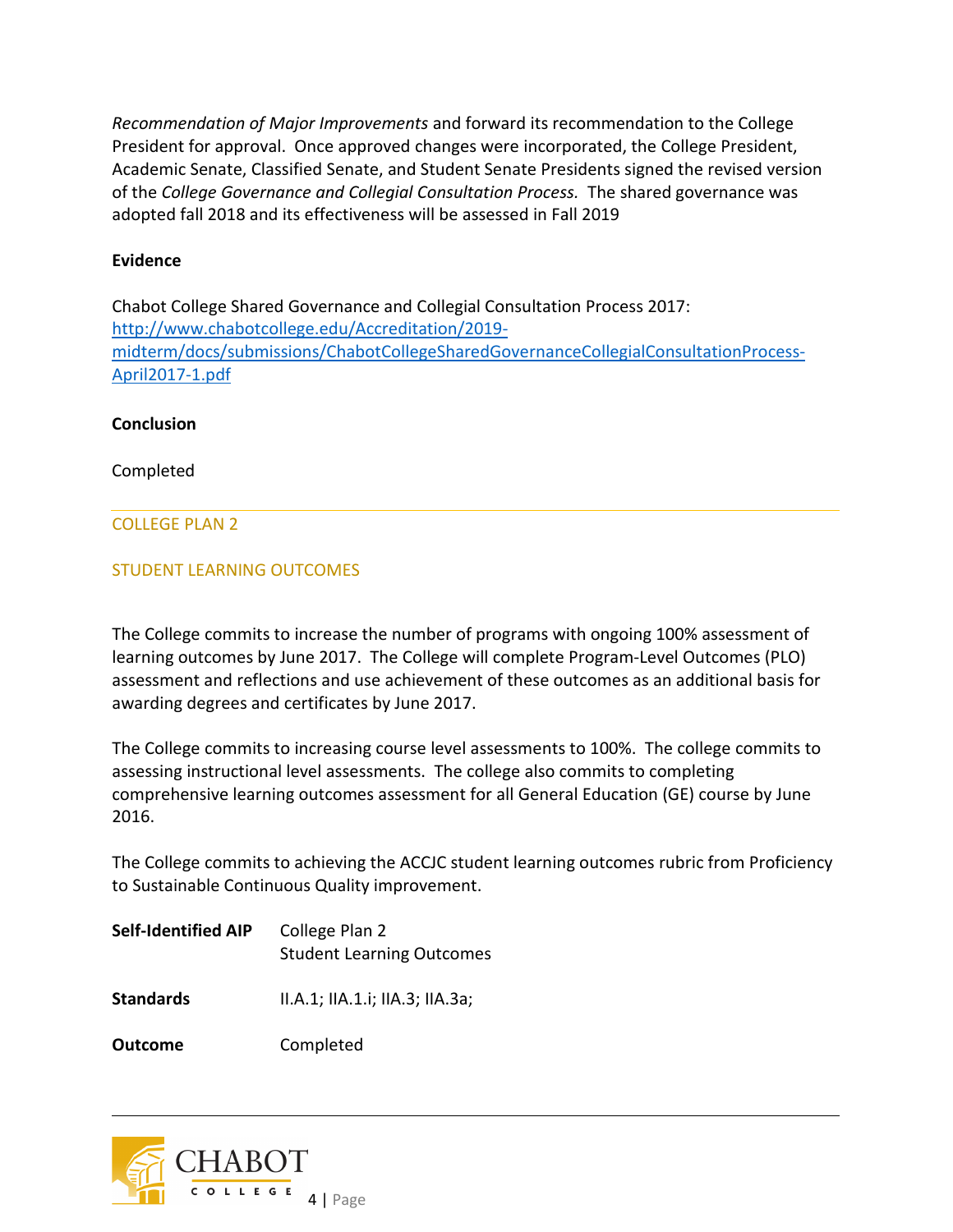*Recommendation of Major Improvements* and forward its recommendation to the College President for approval. Once approved changes were incorporated, the College President, Academic Senate, Classified Senate, and Student Senate Presidents signed the revised version of the *College Governance and Collegial Consultation Process.* The shared governance was adopted fall 2018 and its effectiveness will be assessed in Fall 2019

**Evidence**

Chabot College Shared Governance and Collegial Consultation Process 2017: [http://www.chabotcollege.edu/Accreditation/2019-midterm/docs/submissions/ChabotCollegeSharedGovernanceCollegialConsultationProcess-April2017-1.pdf](http://www.chabotcollege.edu/Accreditation/2019-midterm/docs/submissions/ChabotCollegeSharedGovernanceCollegialConsultationProcess-April2017-1.pdf)

**Conclusion**

Completed

---

## COLLEGE PLAN 2

## STUDENT LEARNING OUTCOMES

The College commits to increase the number of programs with ongoing 100% assessment of learning outcomes by June 2017. The College will complete Program-Level Outcomes (PLO) assessment and reflections and use achievement of these outcomes as an additional basis for awarding degrees and certificates by June 2017.

The College commits to increasing course level assessments to 100%. The college commits to assessing instructional level assessments. The college also commits to completing comprehensive learning outcomes assessment for all General Education (GE) course by June 2016.

The College commits to achieving the ACCJC student learning outcomes rubric from Proficiency to Sustainable Continuous Quality improvement.

| | |
|---|---|
| **Self-Identified AIP** | College Plan 2<br>Student Learning Outcomes |
| **Standards** | II.A.1; IIA.1.i; IIA.3; IIA.3a; |
| **Outcome** | Completed |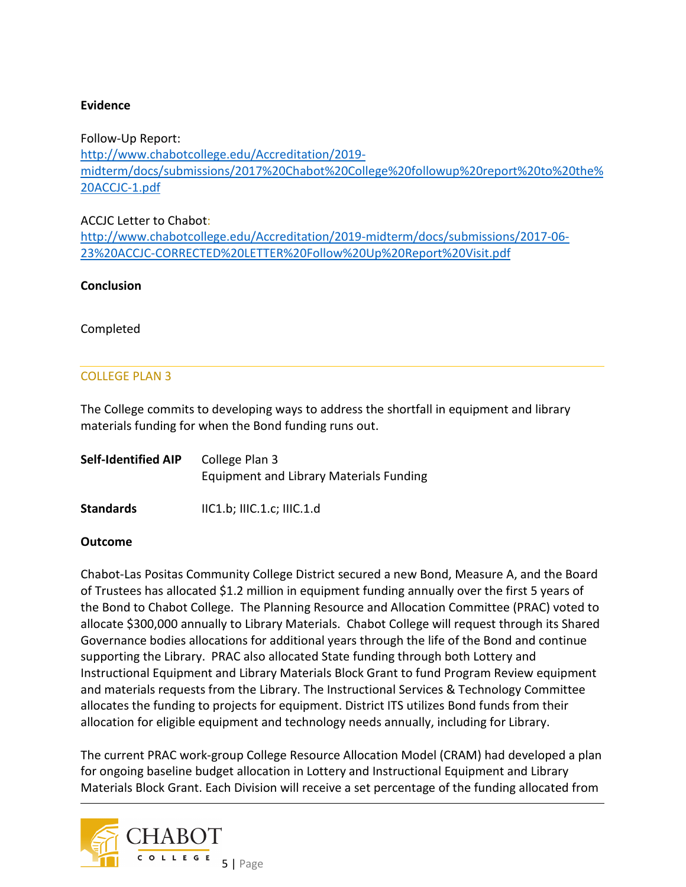**Evidence**

Follow-Up Report:
[http://www.chabotcollege.edu/Accreditation/2019-midterm/docs/submissions/2017%20Chabot%20College%20followup%20report%20to%20the%20ACCJC-1.pdf](http://www.chabotcollege.edu/Accreditation/2019-midterm/docs/submissions/2017%20Chabot%20College%20followup%20report%20to%20the%20ACCJC-1.pdf)

ACCJC Letter to Chabot:
[http://www.chabotcollege.edu/Accreditation/2019-midterm/docs/submissions/2017-06-23%20ACCJC-CORRECTED%20LETTER%20Follow%20Up%20Report%20Visit.pdf](http://www.chabotcollege.edu/Accreditation/2019-midterm/docs/submissions/2017-06-23%20ACCJC-CORRECTED%20LETTER%20Follow%20Up%20Report%20Visit.pdf)

**Conclusion**

Completed

## COLLEGE PLAN 3

The College commits to developing ways to address the shortfall in equipment and library materials funding for when the Bond funding runs out.

| | |
|---|---|
| **Self-Identified AIP** | College Plan 3<br>Equipment and Library Materials Funding |
| **Standards** | IIC1.b; IIIC.1.c; IIIC.1.d |

**Outcome**

Chabot-Las Positas Community College District secured a new Bond, Measure A, and the Board of Trustees has allocated $1.2 million in equipment funding annually over the first 5 years of the Bond to Chabot College. The Planning Resource and Allocation Committee (PRAC) voted to allocate $300,000 annually to Library Materials. Chabot College will request through its Shared Governance bodies allocations for additional years through the life of the Bond and continue supporting the Library. PRAC also allocated State funding through both Lottery and Instructional Equipment and Library Materials Block Grant to fund Program Review equipment and materials requests from the Library. The Instructional Services & Technology Committee allocates the funding to projects for equipment. District ITS utilizes Bond funds from their allocation for eligible equipment and technology needs annually, including for Library.

The current PRAC work-group College Resource Allocation Model (CRAM) had developed a plan for ongoing baseline budget allocation in Lottery and Instructional Equipment and Library Materials Block Grant. Each Division will receive a set percentage of the funding allocated from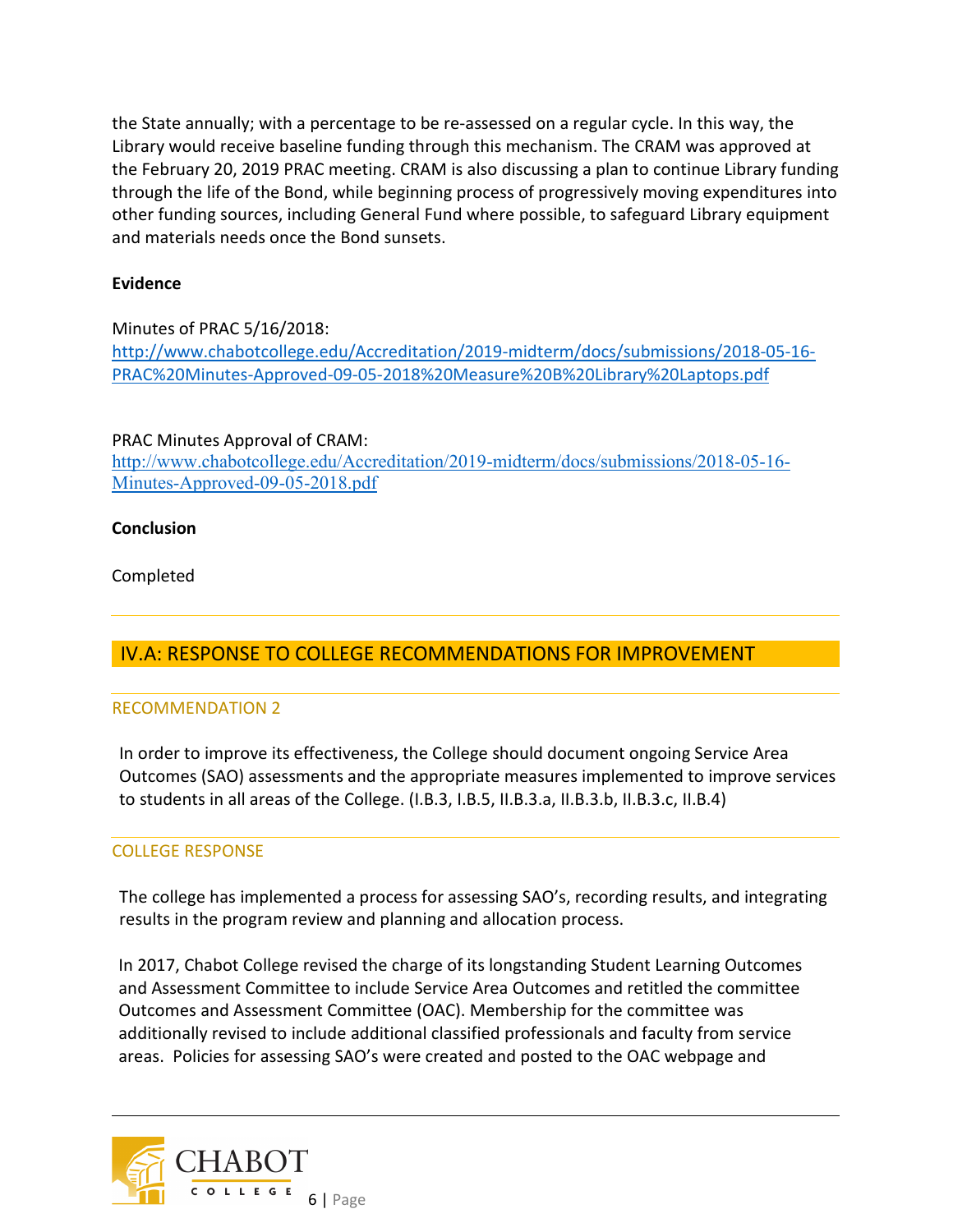the State annually; with a percentage to be re-assessed on a regular cycle. In this way, the Library would receive baseline funding through this mechanism. The CRAM was approved at the February 20, 2019 PRAC meeting. CRAM is also discussing a plan to continue Library funding through the life of the Bond, while beginning process of progressively moving expenditures into other funding sources, including General Fund where possible, to safeguard Library equipment and materials needs once the Bond sunsets.

**Evidence**

Minutes of PRAC 5/16/2018:
http://www.chabotcollege.edu/Accreditation/2019-midterm/docs/submissions/2018-05-16-PRAC%20Minutes-Approved-09-05-2018%20Measure%20B%20Library%20Laptops.pdf

PRAC Minutes Approval of CRAM:
http://www.chabotcollege.edu/Accreditation/2019-midterm/docs/submissions/2018-05-16-Minutes-Approved-09-05-2018.pdf

**Conclusion**

Completed

## IV.A: RESPONSE TO COLLEGE RECOMMENDATIONS FOR IMPROVEMENT

### RECOMMENDATION 2

In order to improve its effectiveness, the College should document ongoing Service Area Outcomes (SAO) assessments and the appropriate measures implemented to improve services to students in all areas of the College. (I.B.3, I.B.5, II.B.3.a, II.B.3.b, II.B.3.c, II.B.4)

### COLLEGE RESPONSE

The college has implemented a process for assessing SAO's, recording results, and integrating results in the program review and planning and allocation process.

In 2017, Chabot College revised the charge of its longstanding Student Learning Outcomes and Assessment Committee to include Service Area Outcomes and retitled the committee Outcomes and Assessment Committee (OAC). Membership for the committee was additionally revised to include additional classified professionals and faculty from service areas. Policies for assessing SAO's were created and posted to the OAC webpage and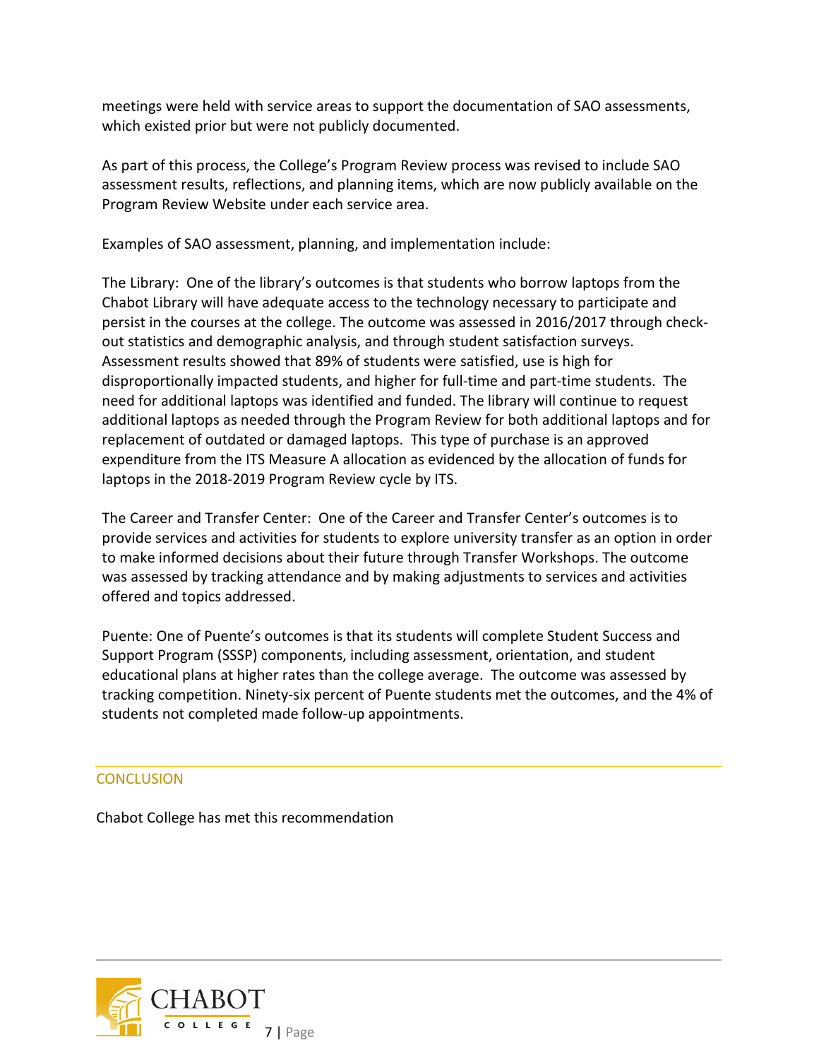meetings were held with service areas to support the documentation of SAO assessments, which existed prior but were not publicly documented.

As part of this process, the College's Program Review process was revised to include SAO assessment results, reflections, and planning items, which are now publicly available on the Program Review Website under each service area.

Examples of SAO assessment, planning, and implementation include:

The Library: One of the library's outcomes is that students who borrow laptops from the Chabot Library will have adequate access to the technology necessary to participate and persist in the courses at the college. The outcome was assessed in 2016/2017 through check-out statistics and demographic analysis, and through student satisfaction surveys. Assessment results showed that 89% of students were satisfied, use is high for disproportionally impacted students, and higher for full-time and part-time students. The need for additional laptops was identified and funded. The library will continue to request additional laptops as needed through the Program Review for both additional laptops and for replacement of outdated or damaged laptops. This type of purchase is an approved expenditure from the ITS Measure A allocation as evidenced by the allocation of funds for laptops in the 2018-2019 Program Review cycle by ITS.

The Career and Transfer Center: One of the Career and Transfer Center's outcomes is to provide services and activities for students to explore university transfer as an option in order to make informed decisions about their future through Transfer Workshops. The outcome was assessed by tracking attendance and by making adjustments to services and activities offered and topics addressed.

Puente: One of Puente's outcomes is that its students will complete Student Success and Support Program (SSSP) components, including assessment, orientation, and student educational plans at higher rates than the college average. The outcome was assessed by tracking competition. Ninety-six percent of Puente students met the outcomes, and the 4% of students not completed made follow-up appointments.

## CONCLUSION

Chabot College has met this recommendation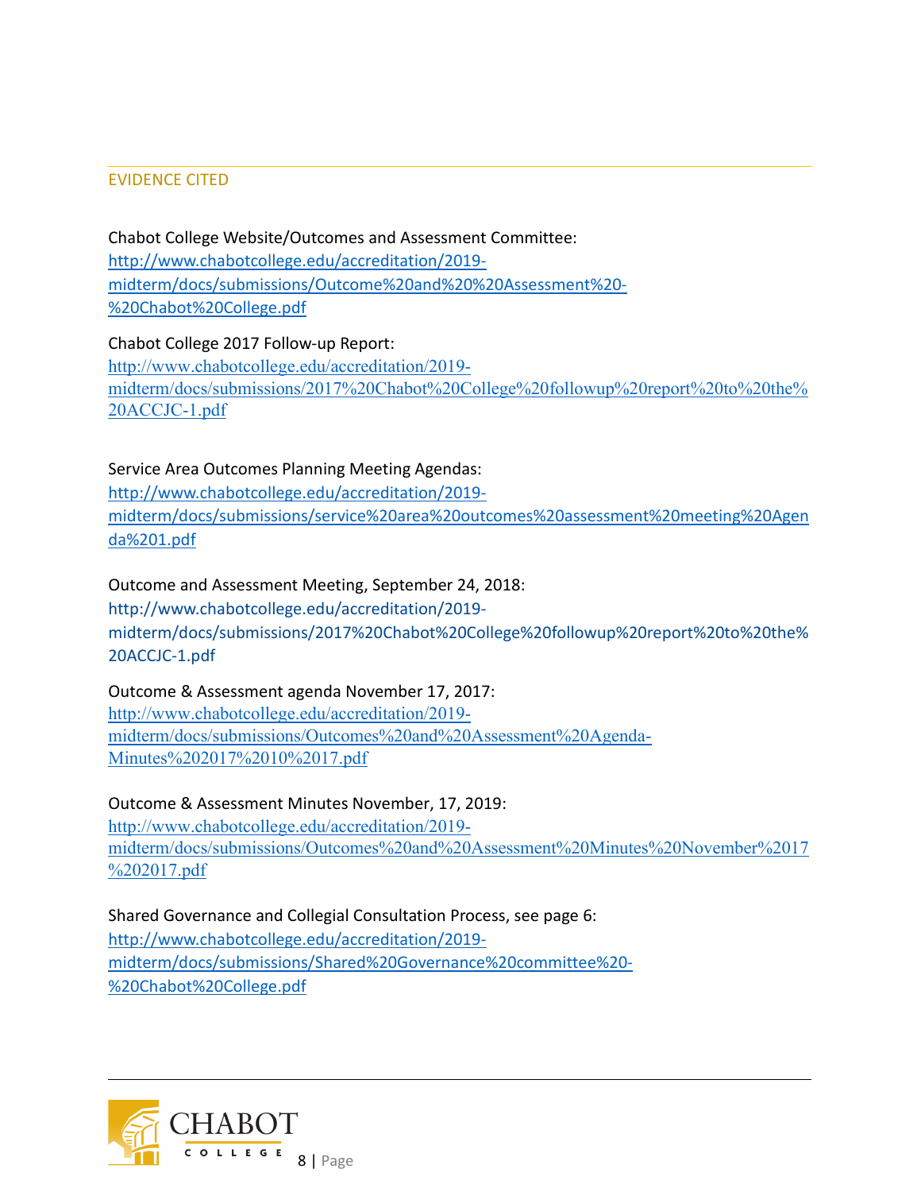## EVIDENCE CITED

Chabot College Website/Outcomes and Assessment Committee:
http://www.chabotcollege.edu/accreditation/2019-midterm/docs/submissions/Outcome%20and%20%20Assessment%20-%20Chabot%20College.pdf

Chabot College 2017 Follow-up Report:
http://www.chabotcollege.edu/accreditation/2019-midterm/docs/submissions/2017%20Chabot%20College%20followup%20report%20to%20the%20ACCJC-1.pdf

Service Area Outcomes Planning Meeting Agendas:
http://www.chabotcollege.edu/accreditation/2019-midterm/docs/submissions/service%20area%20outcomes%20assessment%20meeting%20Agenda%201.pdf

Outcome and Assessment Meeting, September 24, 2018:
http://www.chabotcollege.edu/accreditation/2019-midterm/docs/submissions/2017%20Chabot%20College%20followup%20report%20to%20the%20ACCJC-1.pdf

Outcome & Assessment agenda November 17, 2017:
http://www.chabotcollege.edu/accreditation/2019-midterm/docs/submissions/Outcomes%20and%20Assessment%20Agenda-Minutes%202017%2010%2017.pdf

Outcome & Assessment Minutes November, 17, 2019:
http://www.chabotcollege.edu/accreditation/2019-midterm/docs/submissions/Outcomes%20and%20Assessment%20Minutes%20November%2017%202017.pdf

Shared Governance and Collegial Consultation Process, see page 6:
http://www.chabotcollege.edu/accreditation/2019-midterm/docs/submissions/Shared%20Governance%20committee%20-%20Chabot%20College.pdf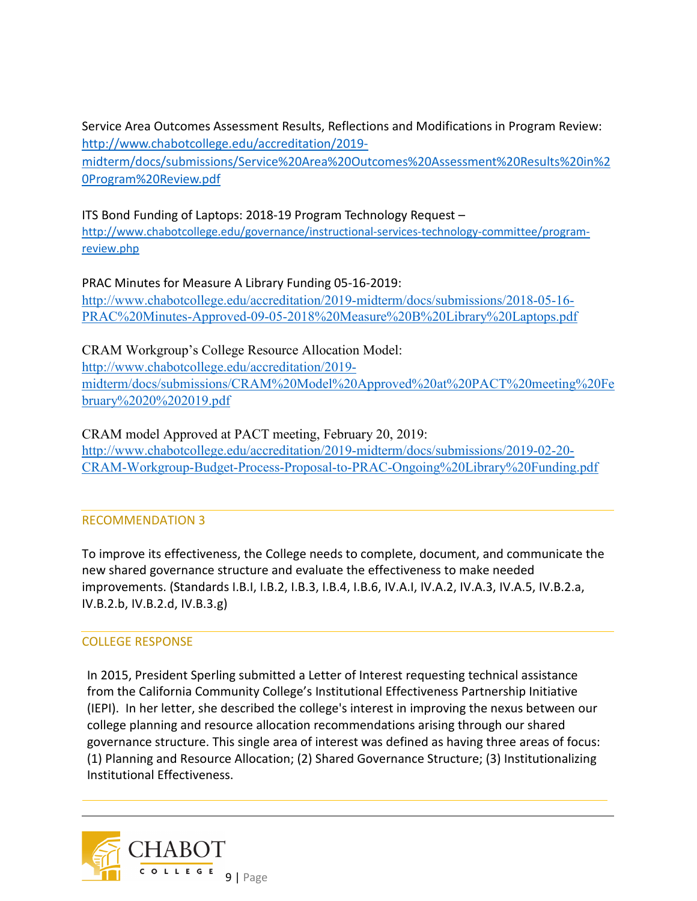Service Area Outcomes Assessment Results, Reflections and Modifications in Program Review: http://www.chabotcollege.edu/accreditation/2019-midterm/docs/submissions/Service%20Area%20Outcomes%20Assessment%20Results%20in%20Program%20Review.pdf

ITS Bond Funding of Laptops: 2018-19 Program Technology Request – http://www.chabotcollege.edu/governance/instructional-services-technology-committee/program-review.php

PRAC Minutes for Measure A Library Funding 05-16-2019: http://www.chabotcollege.edu/accreditation/2019-midterm/docs/submissions/2018-05-16-PRAC%20Minutes-Approved-09-05-2018%20Measure%20B%20Library%20Laptops.pdf

CRAM Workgroup's College Resource Allocation Model: http://www.chabotcollege.edu/accreditation/2019-midterm/docs/submissions/CRAM%20Model%20Approved%20at%20PACT%20meeting%20February%2020%202019.pdf

CRAM model Approved at PACT meeting, February 20, 2019: http://www.chabotcollege.edu/accreditation/2019-midterm/docs/submissions/2019-02-20-CRAM-Workgroup-Budget-Process-Proposal-to-PRAC-Ongoing%20Library%20Funding.pdf

## RECOMMENDATION 3

To improve its effectiveness, the College needs to complete, document, and communicate the new shared governance structure and evaluate the effectiveness to make needed improvements. (Standards I.B.I, I.B.2, I.B.3, I.B.4, I.B.6, IV.A.I, IV.A.2, IV.A.3, IV.A.5, IV.B.2.a, IV.B.2.b, IV.B.2.d, IV.B.3.g)

## COLLEGE RESPONSE

In 2015, President Sperling submitted a Letter of Interest requesting technical assistance from the California Community College's Institutional Effectiveness Partnership Initiative (IEPI). In her letter, she described the college's interest in improving the nexus between our college planning and resource allocation recommendations arising through our shared governance structure. This single area of interest was defined as having three areas of focus: (1) Planning and Resource Allocation; (2) Shared Governance Structure; (3) Institutionalizing Institutional Effectiveness.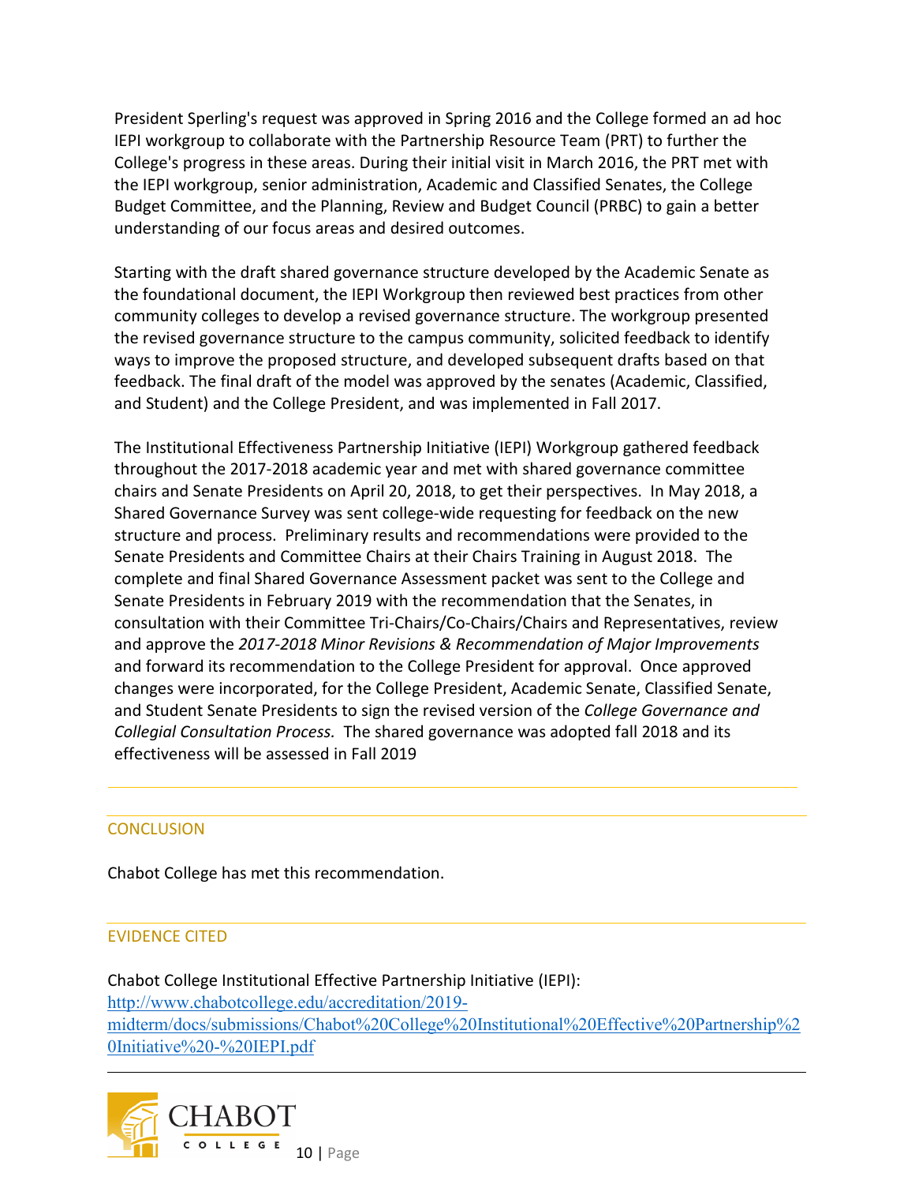President Sperling's request was approved in Spring 2016 and the College formed an ad hoc IEPI workgroup to collaborate with the Partnership Resource Team (PRT) to further the College's progress in these areas. During their initial visit in March 2016, the PRT met with the IEPI workgroup, senior administration, Academic and Classified Senates, the College Budget Committee, and the Planning, Review and Budget Council (PRBC) to gain a better understanding of our focus areas and desired outcomes.

Starting with the draft shared governance structure developed by the Academic Senate as the foundational document, the IEPI Workgroup then reviewed best practices from other community colleges to develop a revised governance structure. The workgroup presented the revised governance structure to the campus community, solicited feedback to identify ways to improve the proposed structure, and developed subsequent drafts based on that feedback. The final draft of the model was approved by the senates (Academic, Classified, and Student) and the College President, and was implemented in Fall 2017.

The Institutional Effectiveness Partnership Initiative (IEPI) Workgroup gathered feedback throughout the 2017-2018 academic year and met with shared governance committee chairs and Senate Presidents on April 20, 2018, to get their perspectives. In May 2018, a Shared Governance Survey was sent college-wide requesting for feedback on the new structure and process. Preliminary results and recommendations were provided to the Senate Presidents and Committee Chairs at their Chairs Training in August 2018. The complete and final Shared Governance Assessment packet was sent to the College and Senate Presidents in February 2019 with the recommendation that the Senates, in consultation with their Committee Tri-Chairs/Co-Chairs/Chairs and Representatives, review and approve the *2017-2018 Minor Revisions & Recommendation of Major Improvements* and forward its recommendation to the College President for approval. Once approved changes were incorporated, for the College President, Academic Senate, Classified Senate, and Student Senate Presidents to sign the revised version of the *College Governance and Collegial Consultation Process.* The shared governance was adopted fall 2018 and its effectiveness will be assessed in Fall 2019

---

## CONCLUSION

Chabot College has met this recommendation.

## EVIDENCE CITED

Chabot College Institutional Effective Partnership Initiative (IEPI):
http://www.chabotcollege.edu/accreditation/2019-midterm/docs/submissions/Chabot%20College%20Institutional%20Effective%20Partnership%20Initiative%20-%20IEPI.pdf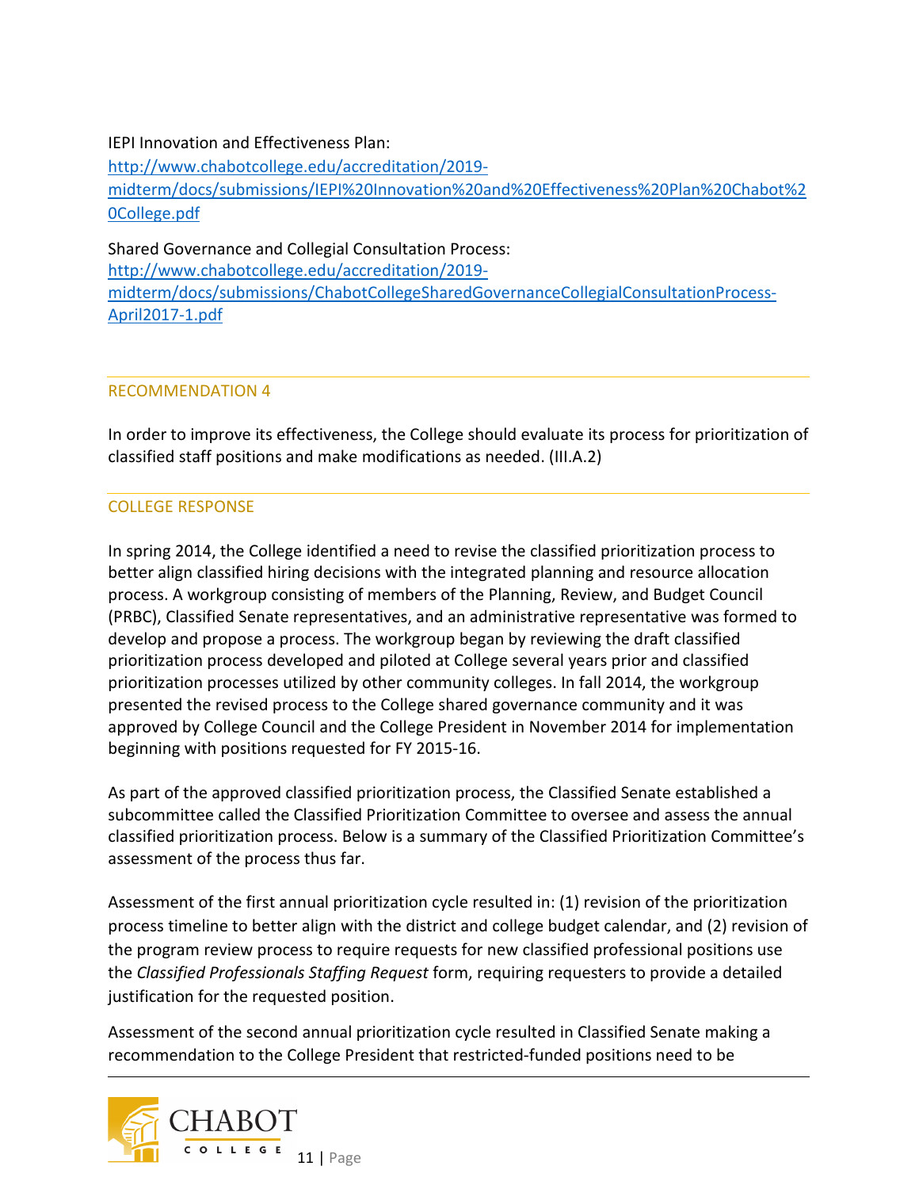IEPI Innovation and Effectiveness Plan:
[http://www.chabotcollege.edu/accreditation/2019-midterm/docs/submissions/IEPI%20Innovation%20and%20Effectiveness%20Plan%20Chabot%20College.pdf](http://www.chabotcollege.edu/accreditation/2019-midterm/docs/submissions/IEPI%20Innovation%20and%20Effectiveness%20Plan%20Chabot%20College.pdf)

Shared Governance and Collegial Consultation Process:
[http://www.chabotcollege.edu/accreditation/2019-midterm/docs/submissions/ChabotCollegeSharedGovernanceCollegialConsultationProcess-April2017-1.pdf](http://www.chabotcollege.edu/accreditation/2019-midterm/docs/submissions/ChabotCollegeSharedGovernanceCollegialConsultationProcess-April2017-1.pdf)

## RECOMMENDATION 4

In order to improve its effectiveness, the College should evaluate its process for prioritization of classified staff positions and make modifications as needed. (III.A.2)

## COLLEGE RESPONSE

In spring 2014, the College identified a need to revise the classified prioritization process to better align classified hiring decisions with the integrated planning and resource allocation process. A workgroup consisting of members of the Planning, Review, and Budget Council (PRBC), Classified Senate representatives, and an administrative representative was formed to develop and propose a process. The workgroup began by reviewing the draft classified prioritization process developed and piloted at College several years prior and classified prioritization processes utilized by other community colleges. In fall 2014, the workgroup presented the revised process to the College shared governance community and it was approved by College Council and the College President in November 2014 for implementation beginning with positions requested for FY 2015-16.

As part of the approved classified prioritization process, the Classified Senate established a subcommittee called the Classified Prioritization Committee to oversee and assess the annual classified prioritization process. Below is a summary of the Classified Prioritization Committee's assessment of the process thus far.

Assessment of the first annual prioritization cycle resulted in: (1) revision of the prioritization process timeline to better align with the district and college budget calendar, and (2) revision of the program review process to require requests for new classified professional positions use the *Classified Professionals Staffing Request* form, requiring requesters to provide a detailed justification for the requested position.

Assessment of the second annual prioritization cycle resulted in Classified Senate making a recommendation to the College President that restricted-funded positions need to be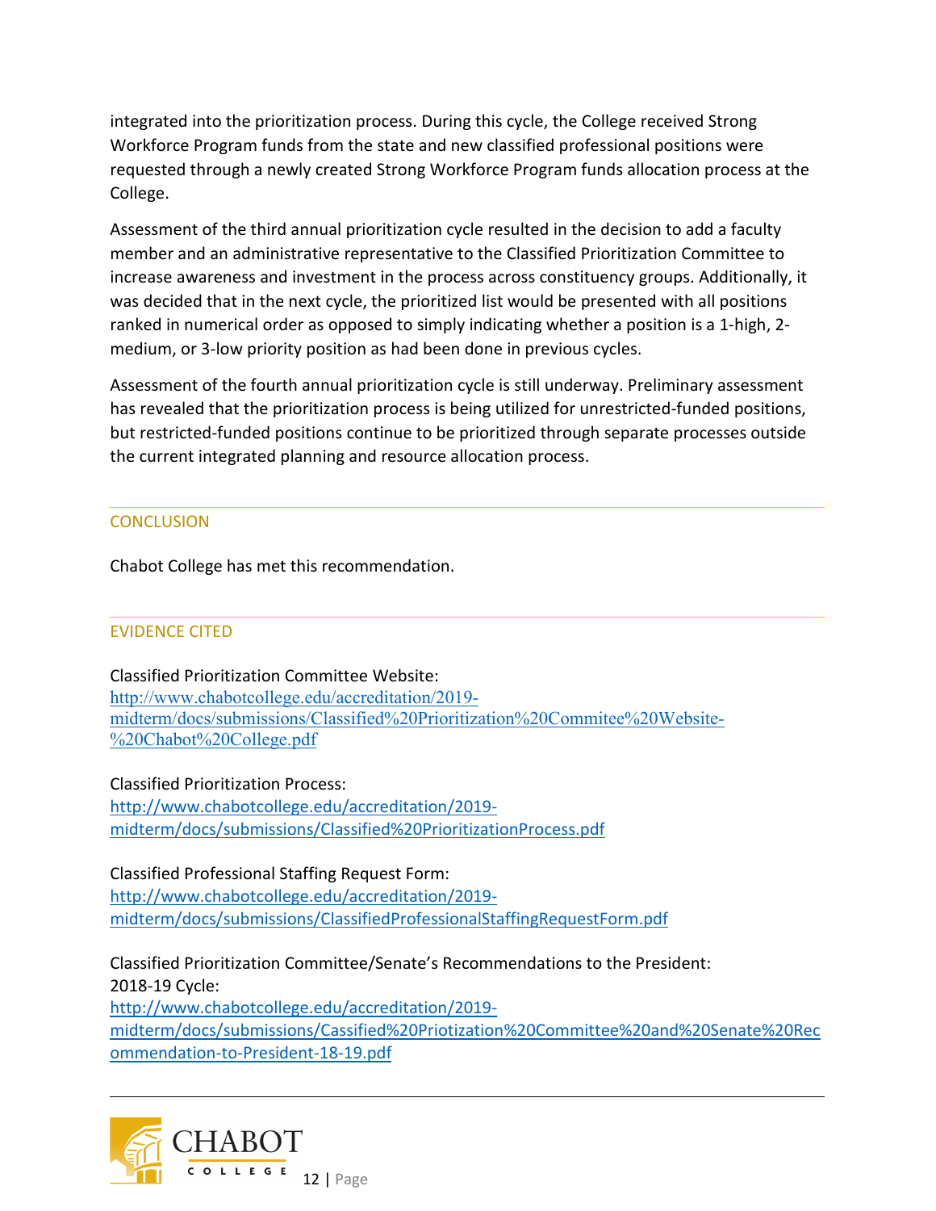integrated into the prioritization process. During this cycle, the College received Strong Workforce Program funds from the state and new classified professional positions were requested through a newly created Strong Workforce Program funds allocation process at the College.

Assessment of the third annual prioritization cycle resulted in the decision to add a faculty member and an administrative representative to the Classified Prioritization Committee to increase awareness and investment in the process across constituency groups. Additionally, it was decided that in the next cycle, the prioritized list would be presented with all positions ranked in numerical order as opposed to simply indicating whether a position is a 1-high, 2-medium, or 3-low priority position as had been done in previous cycles.

Assessment of the fourth annual prioritization cycle is still underway. Preliminary assessment has revealed that the prioritization process is being utilized for unrestricted-funded positions, but restricted-funded positions continue to be prioritized through separate processes outside the current integrated planning and resource allocation process.

## CONCLUSION

Chabot College has met this recommendation.

## EVIDENCE CITED

Classified Prioritization Committee Website:
http://www.chabotcollege.edu/accreditation/2019-midterm/docs/submissions/Classified%20Prioritization%20Commitee%20Website-%20Chabot%20College.pdf

Classified Prioritization Process:
http://www.chabotcollege.edu/accreditation/2019-midterm/docs/submissions/Classified%20PrioritizationProcess.pdf

Classified Professional Staffing Request Form:
http://www.chabotcollege.edu/accreditation/2019-midterm/docs/submissions/ClassifiedProfessionalStaffingRequestForm.pdf

Classified Prioritization Committee/Senate's Recommendations to the President:
2018-19 Cycle:
http://www.chabotcollege.edu/accreditation/2019-midterm/docs/submissions/Cassified%20Priotization%20Committee%20and%20Senate%20Recommendation-to-President-18-19.pdf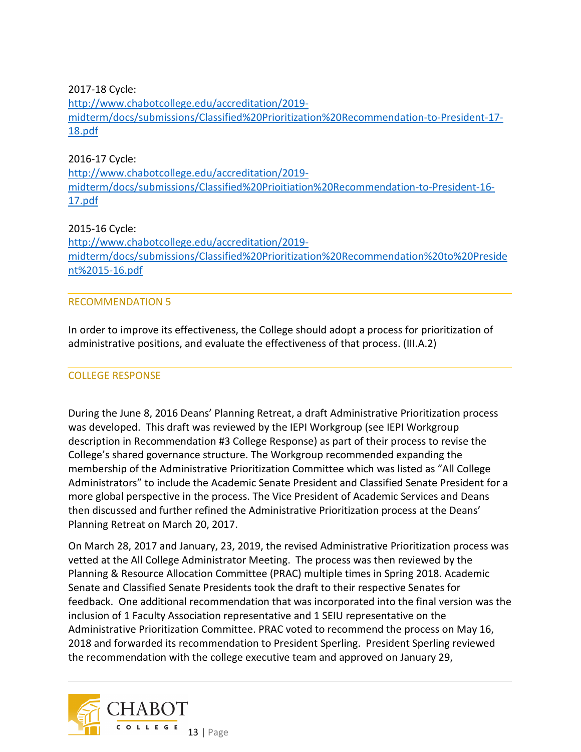2017-18 Cycle:
[http://www.chabotcollege.edu/accreditation/2019-midterm/docs/submissions/Classified%20Prioritization%20Recommendation-to-President-17-18.pdf](http://www.chabotcollege.edu/accreditation/2019-midterm/docs/submissions/Classified%20Prioritization%20Recommendation-to-President-17-18.pdf)

2016-17 Cycle:
[http://www.chabotcollege.edu/accreditation/2019-midterm/docs/submissions/Classified%20Prioitiation%20Recommendation-to-President-16-17.pdf](http://www.chabotcollege.edu/accreditation/2019-midterm/docs/submissions/Classified%20Prioitiation%20Recommendation-to-President-16-17.pdf)

2015-16 Cycle:
[http://www.chabotcollege.edu/accreditation/2019-midterm/docs/submissions/Classified%20Prioritization%20Recommendation%20to%20President%2015-16.pdf](http://www.chabotcollege.edu/accreditation/2019-midterm/docs/submissions/Classified%20Prioritization%20Recommendation%20to%20President%2015-16.pdf)

---

## RECOMMENDATION 5

In order to improve its effectiveness, the College should adopt a process for prioritization of administrative positions, and evaluate the effectiveness of that process. (III.A.2)

---

## COLLEGE RESPONSE

During the June 8, 2016 Deans' Planning Retreat, a draft Administrative Prioritization process was developed. This draft was reviewed by the IEPI Workgroup (see IEPI Workgroup description in Recommendation #3 College Response) as part of their process to revise the College's shared governance structure. The Workgroup recommended expanding the membership of the Administrative Prioritization Committee which was listed as "All College Administrators" to include the Academic Senate President and Classified Senate President for a more global perspective in the process. The Vice President of Academic Services and Deans then discussed and further refined the Administrative Prioritization process at the Deans' Planning Retreat on March 20, 2017.

On March 28, 2017 and January, 23, 2019, the revised Administrative Prioritization process was vetted at the All College Administrator Meeting. The process was then reviewed by the Planning & Resource Allocation Committee (PRAC) multiple times in Spring 2018. Academic Senate and Classified Senate Presidents took the draft to their respective Senates for feedback. One additional recommendation that was incorporated into the final version was the inclusion of 1 Faculty Association representative and 1 SEIU representative on the Administrative Prioritization Committee. PRAC voted to recommend the process on May 16, 2018 and forwarded its recommendation to President Sperling. President Sperling reviewed the recommendation with the college executive team and approved on January 29,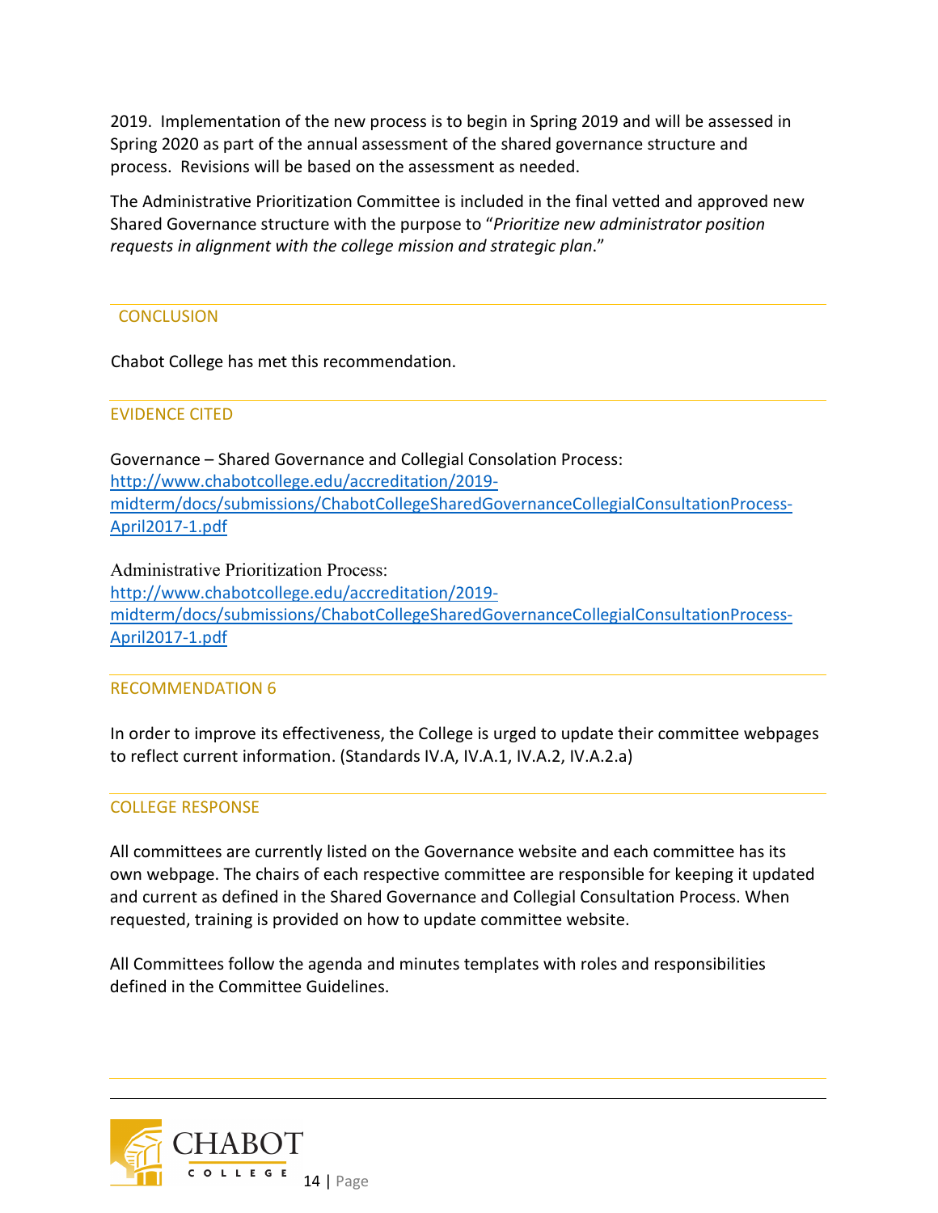2019. Implementation of the new process is to begin in Spring 2019 and will be assessed in Spring 2020 as part of the annual assessment of the shared governance structure and process. Revisions will be based on the assessment as needed.

The Administrative Prioritization Committee is included in the final vetted and approved new Shared Governance structure with the purpose to "*Prioritize new administrator position requests in alignment with the college mission and strategic plan*."

## CONCLUSION

Chabot College has met this recommendation.

## EVIDENCE CITED

Governance – Shared Governance and Collegial Consolation Process:
http://www.chabotcollege.edu/accreditation/2019-midterm/docs/submissions/ChabotCollegeSharedGovernanceCollegialConsultationProcess-April2017-1.pdf

Administrative Prioritization Process:
http://www.chabotcollege.edu/accreditation/2019-midterm/docs/submissions/ChabotCollegeSharedGovernanceCollegialConsultationProcess-April2017-1.pdf

## RECOMMENDATION 6

In order to improve its effectiveness, the College is urged to update their committee webpages to reflect current information. (Standards IV.A, IV.A.1, IV.A.2, IV.A.2.a)

## COLLEGE RESPONSE

All committees are currently listed on the Governance website and each committee has its own webpage. The chairs of each respective committee are responsible for keeping it updated and current as defined in the Shared Governance and Collegial Consultation Process. When requested, training is provided on how to update committee website.

All Committees follow the agenda and minutes templates with roles and responsibilities defined in the Committee Guidelines.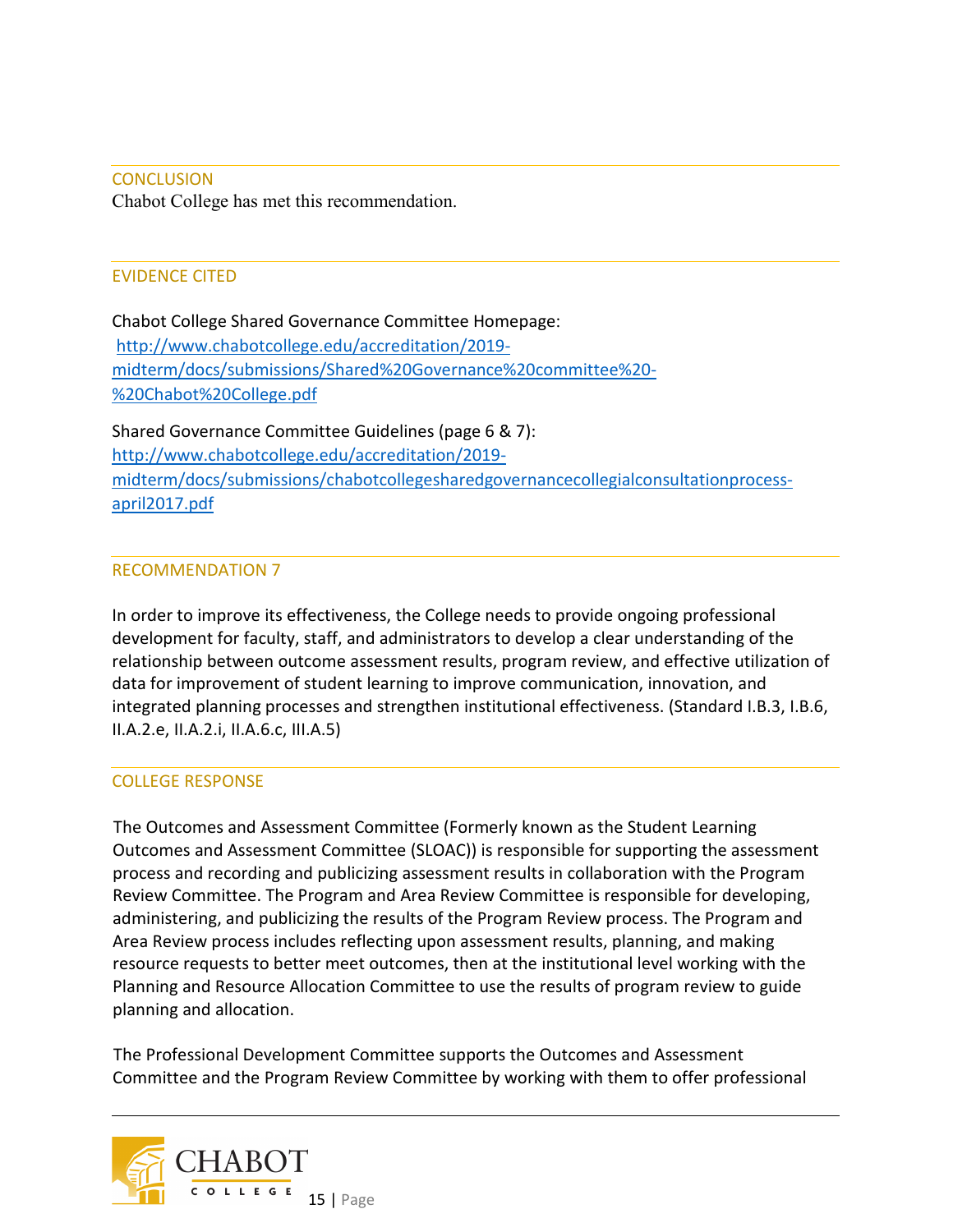## CONCLUSION

Chabot College has met this recommendation.

## EVIDENCE CITED

Chabot College Shared Governance Committee Homepage:
[http://www.chabotcollege.edu/accreditation/2019-midterm/docs/submissions/Shared%20Governance%20committee%20-%20Chabot%20College.pdf](http://www.chabotcollege.edu/accreditation/2019-midterm/docs/submissions/Shared%20Governance%20committee%20-%20Chabot%20College.pdf)

Shared Governance Committee Guidelines (page 6 & 7):
[http://www.chabotcollege.edu/accreditation/2019-midterm/docs/submissions/chabotcollegesharedgovernancecollegialconsultationprocess-april2017.pdf](http://www.chabotcollege.edu/accreditation/2019-midterm/docs/submissions/chabotcollegesharedgovernancecollegialconsultationprocess-april2017.pdf)

## RECOMMENDATION 7

In order to improve its effectiveness, the College needs to provide ongoing professional development for faculty, staff, and administrators to develop a clear understanding of the relationship between outcome assessment results, program review, and effective utilization of data for improvement of student learning to improve communication, innovation, and integrated planning processes and strengthen institutional effectiveness. (Standard I.B.3, I.B.6, II.A.2.e, II.A.2.i, II.A.6.c, III.A.5)

## COLLEGE RESPONSE

The Outcomes and Assessment Committee (Formerly known as the Student Learning Outcomes and Assessment Committee (SLOAC)) is responsible for supporting the assessment process and recording and publicizing assessment results in collaboration with the Program Review Committee. The Program and Area Review Committee is responsible for developing, administering, and publicizing the results of the Program Review process. The Program and Area Review process includes reflecting upon assessment results, planning, and making resource requests to better meet outcomes, then at the institutional level working with the Planning and Resource Allocation Committee to use the results of program review to guide planning and allocation.

The Professional Development Committee supports the Outcomes and Assessment Committee and the Program Review Committee by working with them to offer professional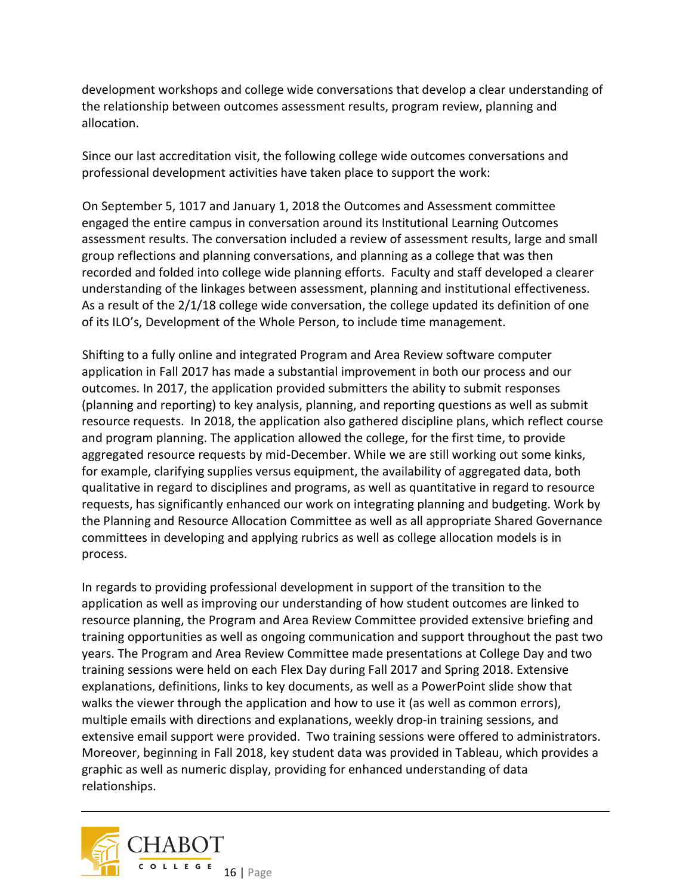development workshops and college wide conversations that develop a clear understanding of the relationship between outcomes assessment results, program review, planning and allocation.

Since our last accreditation visit, the following college wide outcomes conversations and professional development activities have taken place to support the work:

On September 5, 1017 and January 1, 2018 the Outcomes and Assessment committee engaged the entire campus in conversation around its Institutional Learning Outcomes assessment results. The conversation included a review of assessment results, large and small group reflections and planning conversations, and planning as a college that was then recorded and folded into college wide planning efforts. Faculty and staff developed a clearer understanding of the linkages between assessment, planning and institutional effectiveness. As a result of the 2/1/18 college wide conversation, the college updated its definition of one of its ILO's, Development of the Whole Person, to include time management.

Shifting to a fully online and integrated Program and Area Review software computer application in Fall 2017 has made a substantial improvement in both our process and our outcomes. In 2017, the application provided submitters the ability to submit responses (planning and reporting) to key analysis, planning, and reporting questions as well as submit resource requests. In 2018, the application also gathered discipline plans, which reflect course and program planning. The application allowed the college, for the first time, to provide aggregated resource requests by mid-December. While we are still working out some kinks, for example, clarifying supplies versus equipment, the availability of aggregated data, both qualitative in regard to disciplines and programs, as well as quantitative in regard to resource requests, has significantly enhanced our work on integrating planning and budgeting. Work by the Planning and Resource Allocation Committee as well as all appropriate Shared Governance committees in developing and applying rubrics as well as college allocation models is in process.

In regards to providing professional development in support of the transition to the application as well as improving our understanding of how student outcomes are linked to resource planning, the Program and Area Review Committee provided extensive briefing and training opportunities as well as ongoing communication and support throughout the past two years. The Program and Area Review Committee made presentations at College Day and two training sessions were held on each Flex Day during Fall 2017 and Spring 2018. Extensive explanations, definitions, links to key documents, as well as a PowerPoint slide show that walks the viewer through the application and how to use it (as well as common errors), multiple emails with directions and explanations, weekly drop-in training sessions, and extensive email support were provided. Two training sessions were offered to administrators. Moreover, beginning in Fall 2018, key student data was provided in Tableau, which provides a graphic as well as numeric display, providing for enhanced understanding of data relationships.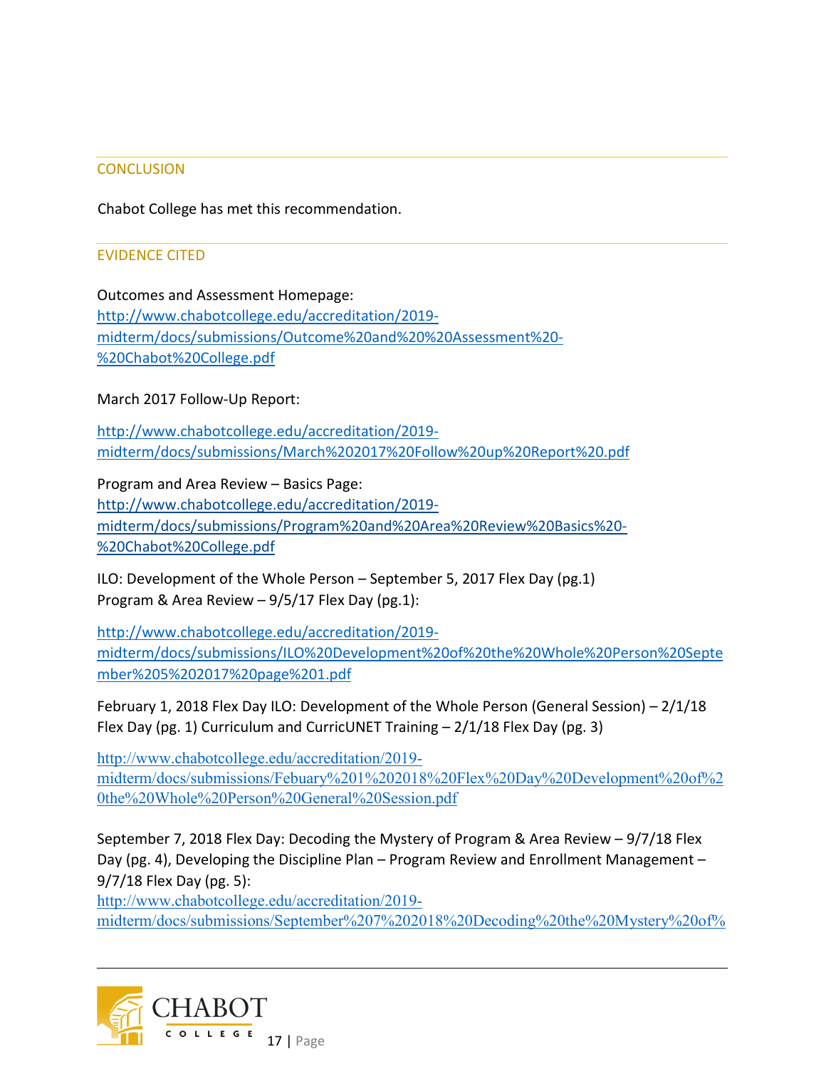## CONCLUSION

Chabot College has met this recommendation.

## EVIDENCE CITED

Outcomes and Assessment Homepage:
http://www.chabotcollege.edu/accreditation/2019-midterm/docs/submissions/Outcome%20and%20%20Assessment%20-%20Chabot%20College.pdf

March 2017 Follow-Up Report:

http://www.chabotcollege.edu/accreditation/2019-midterm/docs/submissions/March%202017%20Follow%20up%20Report%20.pdf

Program and Area Review – Basics Page:
http://www.chabotcollege.edu/accreditation/2019-midterm/docs/submissions/Program%20and%20Area%20Review%20Basics%20-%20Chabot%20College.pdf

ILO: Development of the Whole Person – September 5, 2017 Flex Day (pg.1)
Program & Area Review – 9/5/17 Flex Day (pg.1):

http://www.chabotcollege.edu/accreditation/2019-midterm/docs/submissions/ILO%20Development%20of%20the%20Whole%20Person%20September%205%202017%20page%201.pdf

February 1, 2018 Flex Day ILO: Development of the Whole Person (General Session) – 2/1/18 Flex Day (pg. 1) Curriculum and CurricUNET Training – 2/1/18 Flex Day (pg. 3)

http://www.chabotcollege.edu/accreditation/2019-midterm/docs/submissions/Febuary%201%202018%20Flex%20Day%20Development%20of%20the%20Whole%20Person%20General%20Session.pdf

September 7, 2018 Flex Day: Decoding the Mystery of Program & Area Review – 9/7/18 Flex Day (pg. 4), Developing the Discipline Plan – Program Review and Enrollment Management – 9/7/18 Flex Day (pg. 5):
http://www.chabotcollege.edu/accreditation/2019-midterm/docs/submissions/September%207%202018%20Decoding%20the%20Mystery%20of%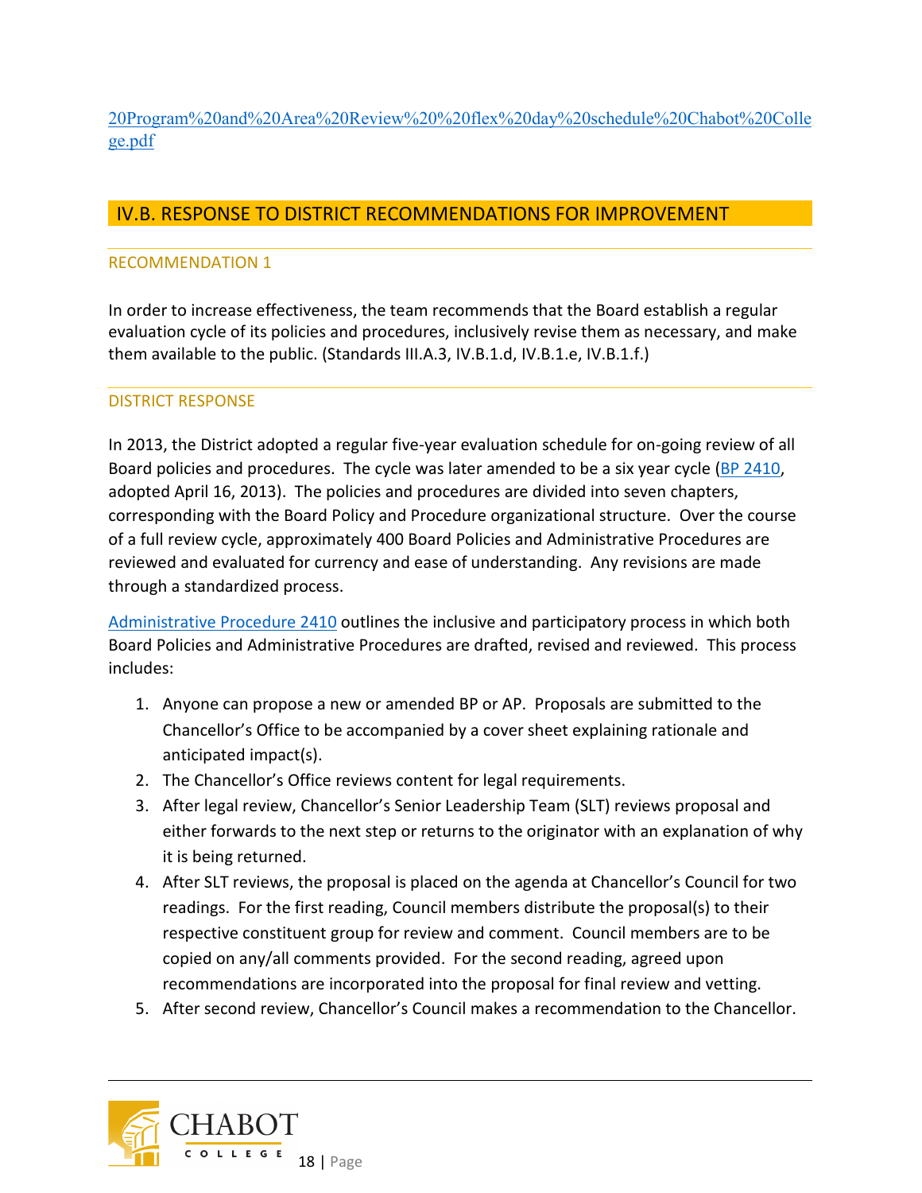20Program%20and%20Area%20Review%20%20flex%20day%20schedule%20Chabot%20College.pdf

## IV.B. RESPONSE TO DISTRICT RECOMMENDATIONS FOR IMPROVEMENT

### RECOMMENDATION 1

In order to increase effectiveness, the team recommends that the Board establish a regular evaluation cycle of its policies and procedures, inclusively revise them as necessary, and make them available to the public. (Standards III.A.3, IV.B.1.d, IV.B.1.e, IV.B.1.f.)

### DISTRICT RESPONSE

In 2013, the District adopted a regular five-year evaluation schedule for on-going review of all Board policies and procedures. The cycle was later amended to be a six year cycle (BP 2410, adopted April 16, 2013). The policies and procedures are divided into seven chapters, corresponding with the Board Policy and Procedure organizational structure. Over the course of a full review cycle, approximately 400 Board Policies and Administrative Procedures are reviewed and evaluated for currency and ease of understanding. Any revisions are made through a standardized process.

Administrative Procedure 2410 outlines the inclusive and participatory process in which both Board Policies and Administrative Procedures are drafted, revised and reviewed. This process includes:

1. Anyone can propose a new or amended BP or AP. Proposals are submitted to the Chancellor's Office to be accompanied by a cover sheet explaining rationale and anticipated impact(s).
2. The Chancellor's Office reviews content for legal requirements.
3. After legal review, Chancellor's Senior Leadership Team (SLT) reviews proposal and either forwards to the next step or returns to the originator with an explanation of why it is being returned.
4. After SLT reviews, the proposal is placed on the agenda at Chancellor's Council for two readings. For the first reading, Council members distribute the proposal(s) to their respective constituent group for review and comment. Council members are to be copied on any/all comments provided. For the second reading, agreed upon recommendations are incorporated into the proposal for final review and vetting.
5. After second review, Chancellor's Council makes a recommendation to the Chancellor.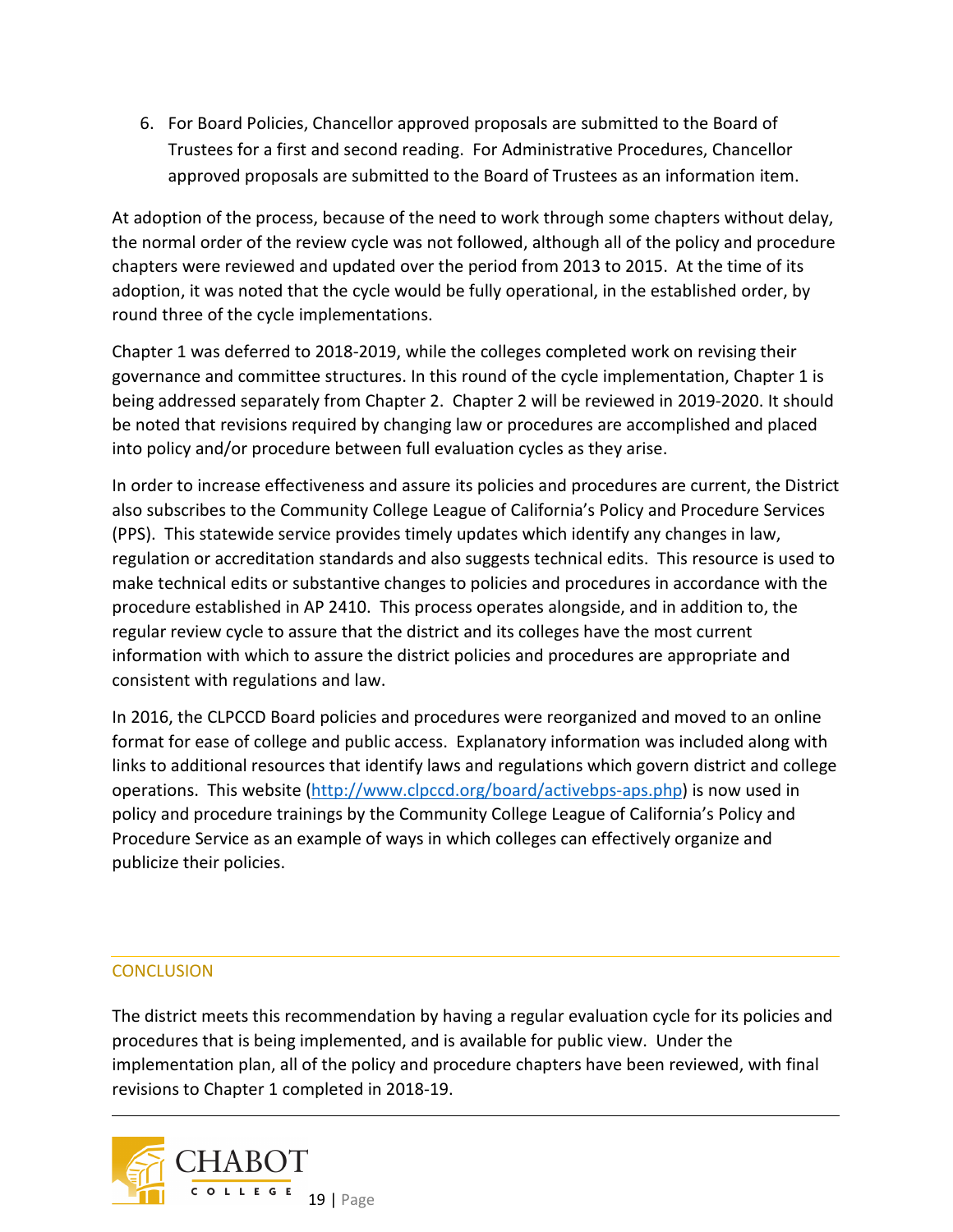6. For Board Policies, Chancellor approved proposals are submitted to the Board of Trustees for a first and second reading. For Administrative Procedures, Chancellor approved proposals are submitted to the Board of Trustees as an information item.

At adoption of the process, because of the need to work through some chapters without delay, the normal order of the review cycle was not followed, although all of the policy and procedure chapters were reviewed and updated over the period from 2013 to 2015. At the time of its adoption, it was noted that the cycle would be fully operational, in the established order, by round three of the cycle implementations.

Chapter 1 was deferred to 2018-2019, while the colleges completed work on revising their governance and committee structures. In this round of the cycle implementation, Chapter 1 is being addressed separately from Chapter 2. Chapter 2 will be reviewed in 2019-2020. It should be noted that revisions required by changing law or procedures are accomplished and placed into policy and/or procedure between full evaluation cycles as they arise.

In order to increase effectiveness and assure its policies and procedures are current, the District also subscribes to the Community College League of California's Policy and Procedure Services (PPS). This statewide service provides timely updates which identify any changes in law, regulation or accreditation standards and also suggests technical edits. This resource is used to make technical edits or substantive changes to policies and procedures in accordance with the procedure established in AP 2410. This process operates alongside, and in addition to, the regular review cycle to assure that the district and its colleges have the most current information with which to assure the district policies and procedures are appropriate and consistent with regulations and law.

In 2016, the CLPCCD Board policies and procedures were reorganized and moved to an online format for ease of college and public access. Explanatory information was included along with links to additional resources that identify laws and regulations which govern district and college operations. This website (http://www.clpccd.org/board/activebps-aps.php) is now used in policy and procedure trainings by the Community College League of California's Policy and Procedure Service as an example of ways in which colleges can effectively organize and publicize their policies.

## CONCLUSION

The district meets this recommendation by having a regular evaluation cycle for its policies and procedures that is being implemented, and is available for public view. Under the implementation plan, all of the policy and procedure chapters have been reviewed, with final revisions to Chapter 1 completed in 2018-19.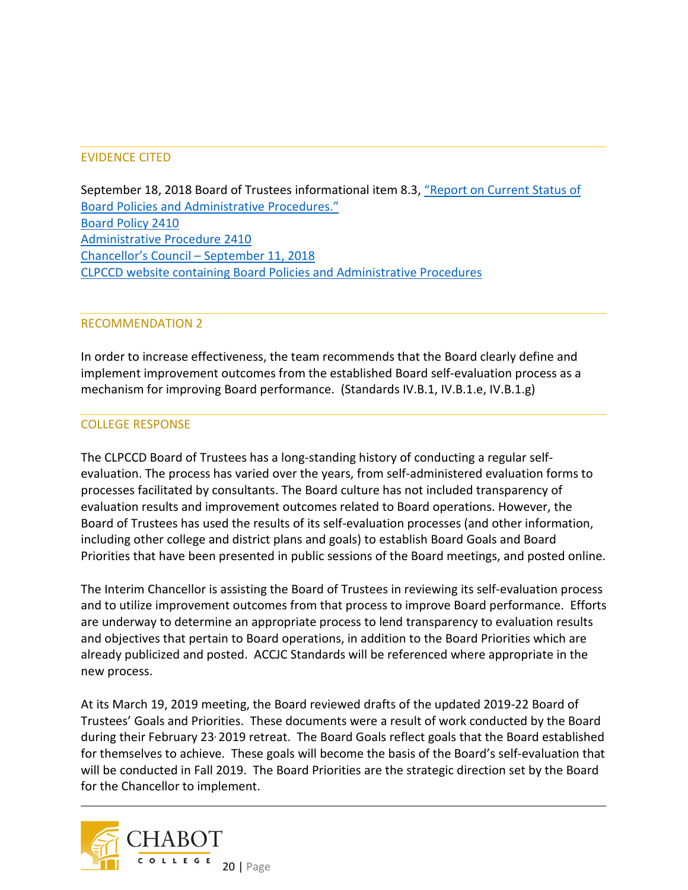## EVIDENCE CITED

September 18, 2018 Board of Trustees informational item 8.3, “Report on Current Status of Board Policies and Administrative Procedures.”
Board Policy 2410
Administrative Procedure 2410
Chancellor’s Council – September 11, 2018
CLPCCD website containing Board Policies and Administrative Procedures

## RECOMMENDATION 2

In order to increase effectiveness, the team recommends that the Board clearly define and implement improvement outcomes from the established Board self-evaluation process as a mechanism for improving Board performance. (Standards IV.B.1, IV.B.1.e, IV.B.1.g)

## COLLEGE RESPONSE

The CLPCCD Board of Trustees has a long-standing history of conducting a regular self-evaluation. The process has varied over the years, from self-administered evaluation forms to processes facilitated by consultants. The Board culture has not included transparency of evaluation results and improvement outcomes related to Board operations. However, the Board of Trustees has used the results of its self-evaluation processes (and other information, including other college and district plans and goals) to establish Board Goals and Board Priorities that have been presented in public sessions of the Board meetings, and posted online.

The Interim Chancellor is assisting the Board of Trustees in reviewing its self-evaluation process and to utilize improvement outcomes from that process to improve Board performance. Efforts are underway to determine an appropriate process to lend transparency to evaluation results and objectives that pertain to Board operations, in addition to the Board Priorities which are already publicized and posted. ACCJC Standards will be referenced where appropriate in the new process.

At its March 19, 2019 meeting, the Board reviewed drafts of the updated 2019-22 Board of Trustees’ Goals and Priorities. These documents were a result of work conducted by the Board during their February 23, 2019 retreat. The Board Goals reflect goals that the Board established for themselves to achieve. These goals will become the basis of the Board’s self-evaluation that will be conducted in Fall 2019. The Board Priorities are the strategic direction set by the Board for the Chancellor to implement.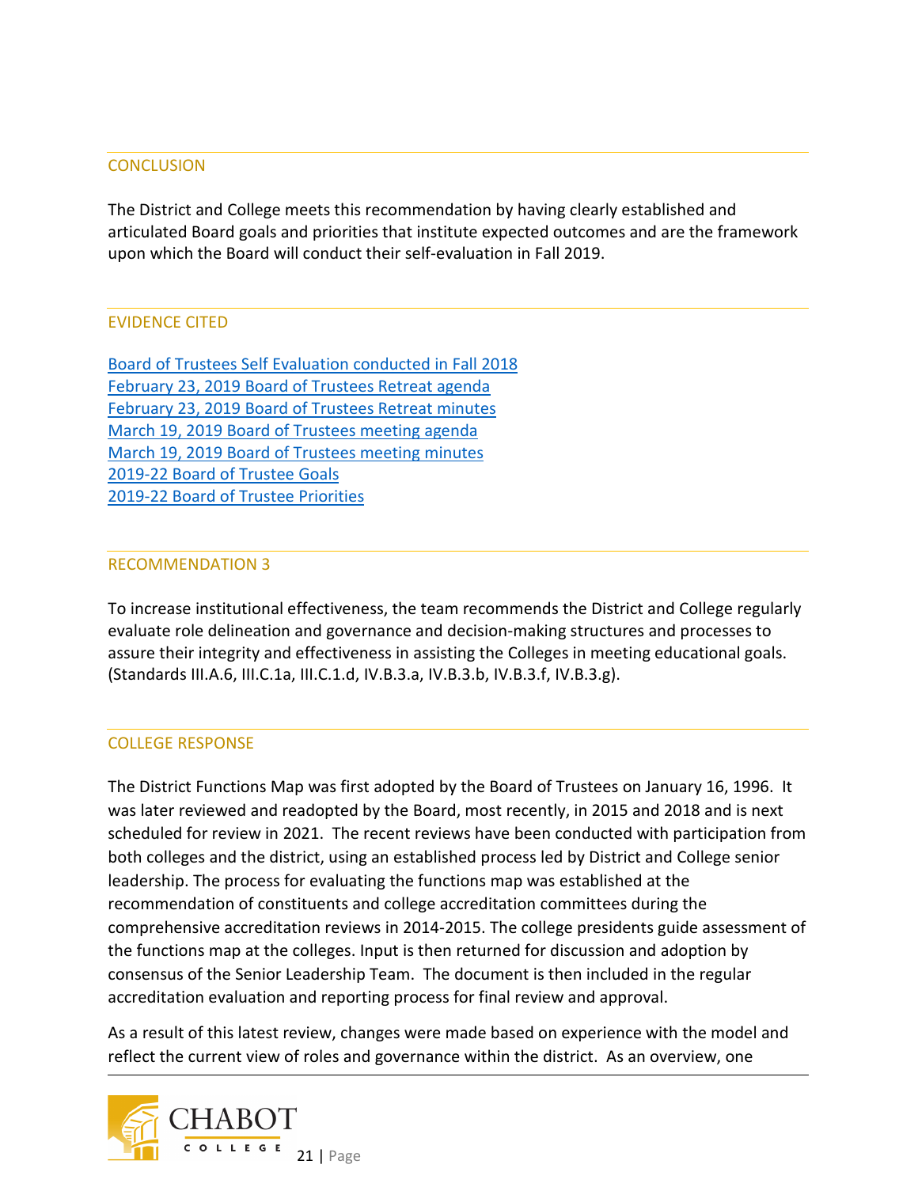## CONCLUSION

The District and College meets this recommendation by having clearly established and articulated Board goals and priorities that institute expected outcomes and are the framework upon which the Board will conduct their self-evaluation in Fall 2019.

## EVIDENCE CITED

Board of Trustees Self Evaluation conducted in Fall 2018
February 23, 2019 Board of Trustees Retreat agenda
February 23, 2019 Board of Trustees Retreat minutes
March 19, 2019 Board of Trustees meeting agenda
March 19, 2019 Board of Trustees meeting minutes
2019-22 Board of Trustee Goals
2019-22 Board of Trustee Priorities

## RECOMMENDATION 3

To increase institutional effectiveness, the team recommends the District and College regularly evaluate role delineation and governance and decision-making structures and processes to assure their integrity and effectiveness in assisting the Colleges in meeting educational goals. (Standards III.A.6, III.C.1a, III.C.1.d, IV.B.3.a, IV.B.3.b, IV.B.3.f, IV.B.3.g).

## COLLEGE RESPONSE

The District Functions Map was first adopted by the Board of Trustees on January 16, 1996. It was later reviewed and readopted by the Board, most recently, in 2015 and 2018 and is next scheduled for review in 2021. The recent reviews have been conducted with participation from both colleges and the district, using an established process led by District and College senior leadership. The process for evaluating the functions map was established at the recommendation of constituents and college accreditation committees during the comprehensive accreditation reviews in 2014-2015. The college presidents guide assessment of the functions map at the colleges. Input is then returned for discussion and adoption by consensus of the Senior Leadership Team. The document is then included in the regular accreditation evaluation and reporting process for final review and approval.

As a result of this latest review, changes were made based on experience with the model and reflect the current view of roles and governance within the district. As an overview, one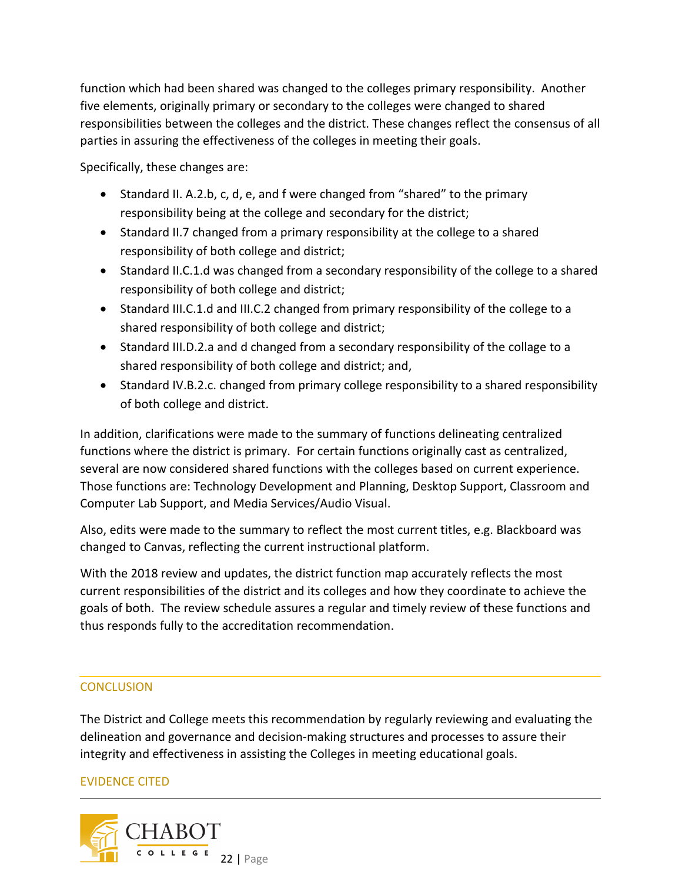function which had been shared was changed to the colleges primary responsibility. Another five elements, originally primary or secondary to the colleges were changed to shared responsibilities between the colleges and the district. These changes reflect the consensus of all parties in assuring the effectiveness of the colleges in meeting their goals.

Specifically, these changes are:

- Standard II. A.2.b, c, d, e, and f were changed from "shared" to the primary responsibility being at the college and secondary for the district;
- Standard II.7 changed from a primary responsibility at the college to a shared responsibility of both college and district;
- Standard II.C.1.d was changed from a secondary responsibility of the college to a shared responsibility of both college and district;
- Standard III.C.1.d and III.C.2 changed from primary responsibility of the college to a shared responsibility of both college and district;
- Standard III.D.2.a and d changed from a secondary responsibility of the collage to a shared responsibility of both college and district; and,
- Standard IV.B.2.c. changed from primary college responsibility to a shared responsibility of both college and district.

In addition, clarifications were made to the summary of functions delineating centralized functions where the district is primary. For certain functions originally cast as centralized, several are now considered shared functions with the colleges based on current experience. Those functions are: Technology Development and Planning, Desktop Support, Classroom and Computer Lab Support, and Media Services/Audio Visual.

Also, edits were made to the summary to reflect the most current titles, e.g. Blackboard was changed to Canvas, reflecting the current instructional platform.

With the 2018 review and updates, the district function map accurately reflects the most current responsibilities of the district and its colleges and how they coordinate to achieve the goals of both. The review schedule assures a regular and timely review of these functions and thus responds fully to the accreditation recommendation.

## CONCLUSION

The District and College meets this recommendation by regularly reviewing and evaluating the delineation and governance and decision-making structures and processes to assure their integrity and effectiveness in assisting the Colleges in meeting educational goals.

## EVIDENCE CITED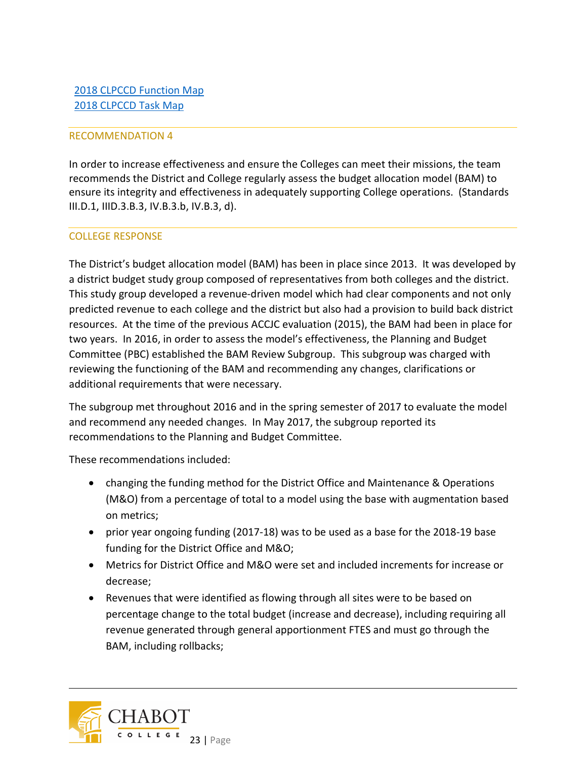[2018 CLPCCD Function Map](#)
[2018 CLPCCD Task Map](#)

## RECOMMENDATION 4

In order to increase effectiveness and ensure the Colleges can meet their missions, the team recommends the District and College regularly assess the budget allocation model (BAM) to ensure its integrity and effectiveness in adequately supporting College operations. (Standards III.D.1, IIID.3.B.3, IV.B.3.b, IV.B.3, d).

## COLLEGE RESPONSE

The District's budget allocation model (BAM) has been in place since 2013. It was developed by a district budget study group composed of representatives from both colleges and the district. This study group developed a revenue-driven model which had clear components and not only predicted revenue to each college and the district but also had a provision to build back district resources. At the time of the previous ACCJC evaluation (2015), the BAM had been in place for two years. In 2016, in order to assess the model's effectiveness, the Planning and Budget Committee (PBC) established the BAM Review Subgroup. This subgroup was charged with reviewing the functioning of the BAM and recommending any changes, clarifications or additional requirements that were necessary.

The subgroup met throughout 2016 and in the spring semester of 2017 to evaluate the model and recommend any needed changes. In May 2017, the subgroup reported its recommendations to the Planning and Budget Committee.

These recommendations included:

- changing the funding method for the District Office and Maintenance & Operations (M&O) from a percentage of total to a model using the base with augmentation based on metrics;
- prior year ongoing funding (2017-18) was to be used as a base for the 2018-19 base funding for the District Office and M&O;
- Metrics for District Office and M&O were set and included increments for increase or decrease;
- Revenues that were identified as flowing through all sites were to be based on percentage change to the total budget (increase and decrease), including requiring all revenue generated through general apportionment FTES and must go through the BAM, including rollbacks;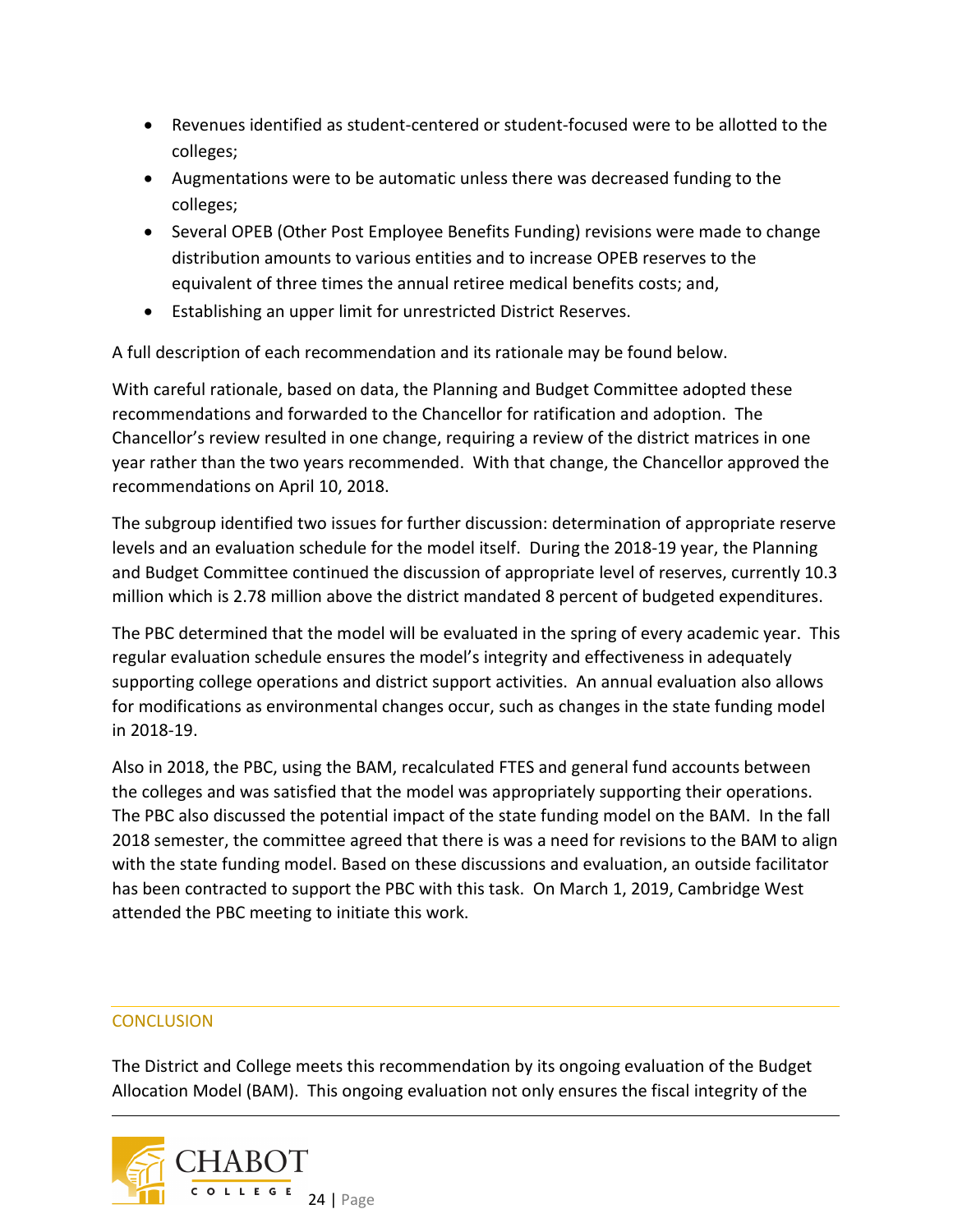- Revenues identified as student-centered or student-focused were to be allotted to the colleges;
- Augmentations were to be automatic unless there was decreased funding to the colleges;
- Several OPEB (Other Post Employee Benefits Funding) revisions were made to change distribution amounts to various entities and to increase OPEB reserves to the equivalent of three times the annual retiree medical benefits costs; and,
- Establishing an upper limit for unrestricted District Reserves.

A full description of each recommendation and its rationale may be found below.

With careful rationale, based on data, the Planning and Budget Committee adopted these recommendations and forwarded to the Chancellor for ratification and adoption. The Chancellor's review resulted in one change, requiring a review of the district matrices in one year rather than the two years recommended. With that change, the Chancellor approved the recommendations on April 10, 2018.

The subgroup identified two issues for further discussion: determination of appropriate reserve levels and an evaluation schedule for the model itself. During the 2018-19 year, the Planning and Budget Committee continued the discussion of appropriate level of reserves, currently 10.3 million which is 2.78 million above the district mandated 8 percent of budgeted expenditures.

The PBC determined that the model will be evaluated in the spring of every academic year. This regular evaluation schedule ensures the model's integrity and effectiveness in adequately supporting college operations and district support activities. An annual evaluation also allows for modifications as environmental changes occur, such as changes in the state funding model in 2018-19.

Also in 2018, the PBC, using the BAM, recalculated FTES and general fund accounts between the colleges and was satisfied that the model was appropriately supporting their operations. The PBC also discussed the potential impact of the state funding model on the BAM. In the fall 2018 semester, the committee agreed that there is was a need for revisions to the BAM to align with the state funding model. Based on these discussions and evaluation, an outside facilitator has been contracted to support the PBC with this task. On March 1, 2019, Cambridge West attended the PBC meeting to initiate this work.

## CONCLUSION

The District and College meets this recommendation by its ongoing evaluation of the Budget Allocation Model (BAM). This ongoing evaluation not only ensures the fiscal integrity of the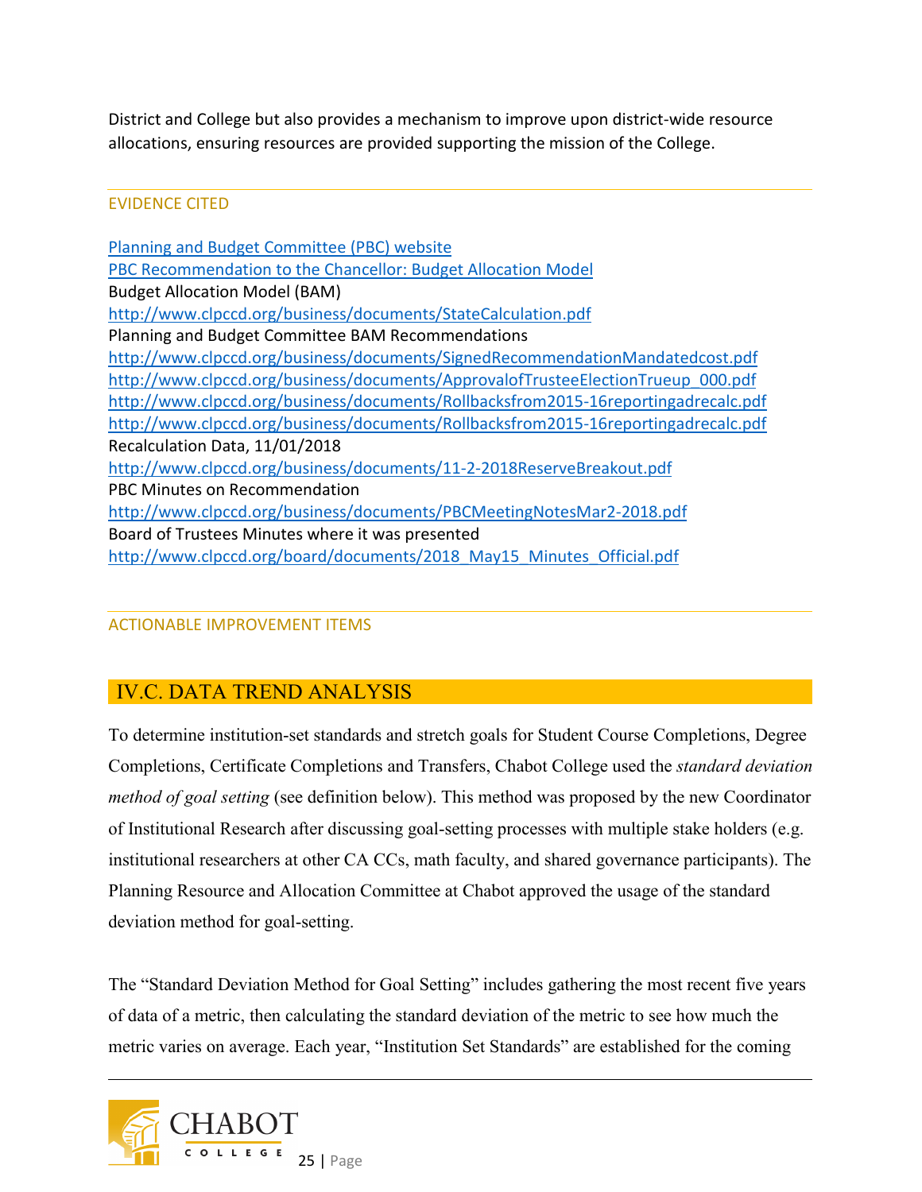District and College but also provides a mechanism to improve upon district-wide resource allocations, ensuring resources are provided supporting the mission of the College.

EVIDENCE CITED

[Planning and Budget Committee (PBC) website](#)
[PBC Recommendation to the Chancellor: Budget Allocation Model](#)
Budget Allocation Model (BAM)
http://www.clpccd.org/business/documents/StateCalculation.pdf
Planning and Budget Committee BAM Recommendations
http://www.clpccd.org/business/documents/SignedRecommendationMandatedcost.pdf
http://www.clpccd.org/business/documents/ApprovalofTrusteeElectionTrueup_000.pdf
http://www.clpccd.org/business/documents/Rollbacksfrom2015-16reportingadrecalc.pdf
http://www.clpccd.org/business/documents/Rollbacksfrom2015-16reportingadrecalc.pdf
Recalculation Data, 11/01/2018
http://www.clpccd.org/business/documents/11-2-2018ReserveBreakout.pdf
PBC Minutes on Recommendation
http://www.clpccd.org/business/documents/PBCMeetingNotesMar2-2018.pdf
Board of Trustees Minutes where it was presented
http://www.clpccd.org/board/documents/2018_May15_Minutes_Official.pdf

ACTIONABLE IMPROVEMENT ITEMS

## IV.C. DATA TREND ANALYSIS

To determine institution-set standards and stretch goals for Student Course Completions, Degree Completions, Certificate Completions and Transfers, Chabot College used the *standard deviation method of goal setting* (see definition below). This method was proposed by the new Coordinator of Institutional Research after discussing goal-setting processes with multiple stake holders (e.g. institutional researchers at other CA CCs, math faculty, and shared governance participants). The Planning Resource and Allocation Committee at Chabot approved the usage of the standard deviation method for goal-setting.

The "Standard Deviation Method for Goal Setting" includes gathering the most recent five years of data of a metric, then calculating the standard deviation of the metric to see how much the metric varies on average. Each year, "Institution Set Standards" are established for the coming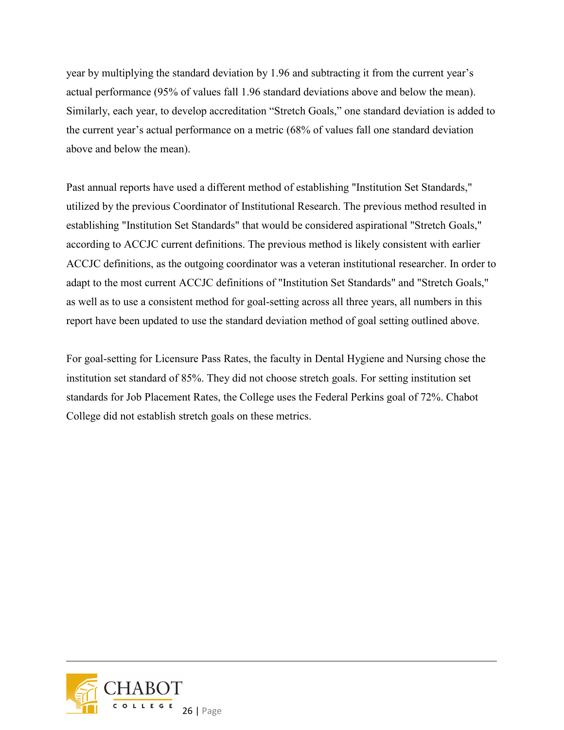year by multiplying the standard deviation by 1.96 and subtracting it from the current year's actual performance (95% of values fall 1.96 standard deviations above and below the mean). Similarly, each year, to develop accreditation "Stretch Goals," one standard deviation is added to the current year's actual performance on a metric (68% of values fall one standard deviation above and below the mean).

Past annual reports have used a different method of establishing "Institution Set Standards," utilized by the previous Coordinator of Institutional Research. The previous method resulted in establishing "Institution Set Standards" that would be considered aspirational "Stretch Goals," according to ACCJC current definitions. The previous method is likely consistent with earlier ACCJC definitions, as the outgoing coordinator was a veteran institutional researcher. In order to adapt to the most current ACCJC definitions of "Institution Set Standards" and "Stretch Goals," as well as to use a consistent method for goal-setting across all three years, all numbers in this report have been updated to use the standard deviation method of goal setting outlined above.

For goal-setting for Licensure Pass Rates, the faculty in Dental Hygiene and Nursing chose the institution set standard of 85%. They did not choose stretch goals. For setting institution set standards for Job Placement Rates, the College uses the Federal Perkins goal of 72%. Chabot College did not establish stretch goals on these metrics.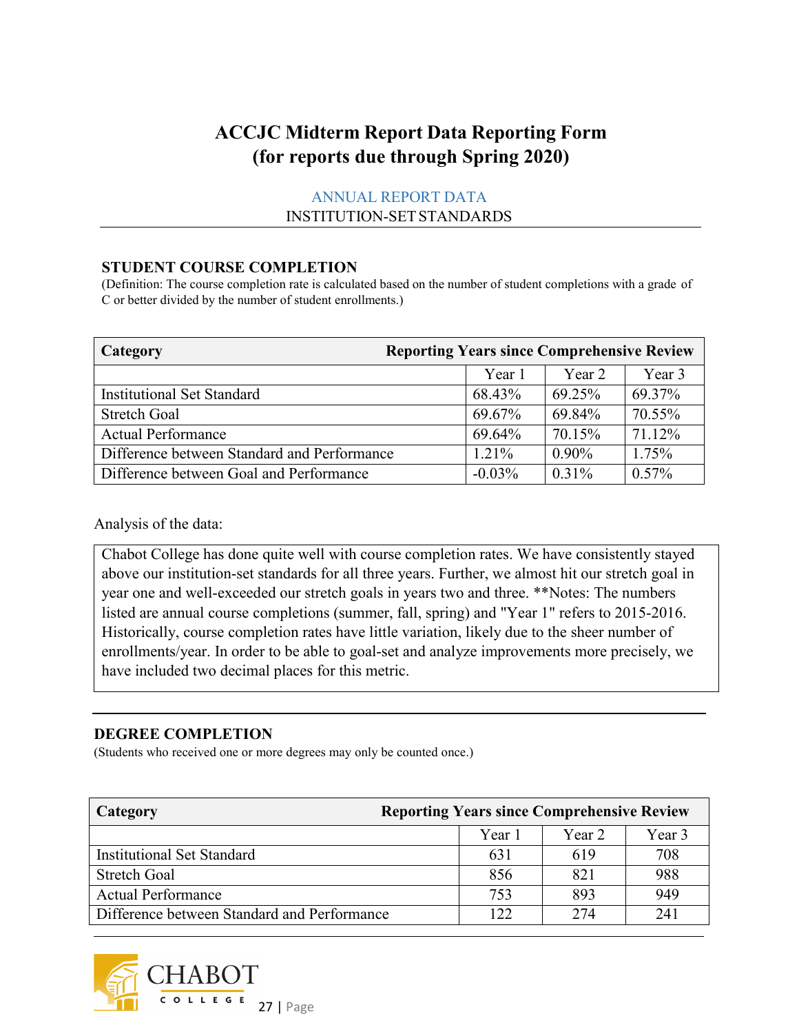# ACCJC Midterm Report Data Reporting Form (for reports due through Spring 2020)

ANNUAL REPORT DATA

INSTITUTION-SET STANDARDS

### STUDENT COURSE COMPLETION

(Definition: The course completion rate is calculated based on the number of student completions with a grade of C or better divided by the number of student enrollments.)

| Category | Reporting Years since Comprehensive Review | | |
|---|---|---|---|
| | Year 1 | Year 2 | Year 3 |
| Institutional Set Standard | 68.43% | 69.25% | 69.37% |
| Stretch Goal | 69.67% | 69.84% | 70.55% |
| Actual Performance | 69.64% | 70.15% | 71.12% |
| Difference between Standard and Performance | 1.21% | 0.90% | 1.75% |
| Difference between Goal and Performance | -0.03% | 0.31% | 0.57% |

Analysis of the data:

Chabot College has done quite well with course completion rates. We have consistently stayed above our institution-set standards for all three years. Further, we almost hit our stretch goal in year one and well-exceeded our stretch goals in years two and three. **Notes: The numbers listed are annual course completions (summer, fall, spring) and "Year 1" refers to 2015-2016. Historically, course completion rates have little variation, likely due to the sheer number of enrollments/year. In order to be able to goal-set and analyze improvements more precisely, we have included two decimal places for this metric.

### DEGREE COMPLETION

(Students who received one or more degrees may only be counted once.)

| Category | Reporting Years since Comprehensive Review | | |
|---|---|---|---|
| | Year 1 | Year 2 | Year 3 |
| Institutional Set Standard | 631 | 619 | 708 |
| Stretch Goal | 856 | 821 | 988 |
| Actual Performance | 753 | 893 | 949 |
| Difference between Standard and Performance | 122 | 274 | 241 |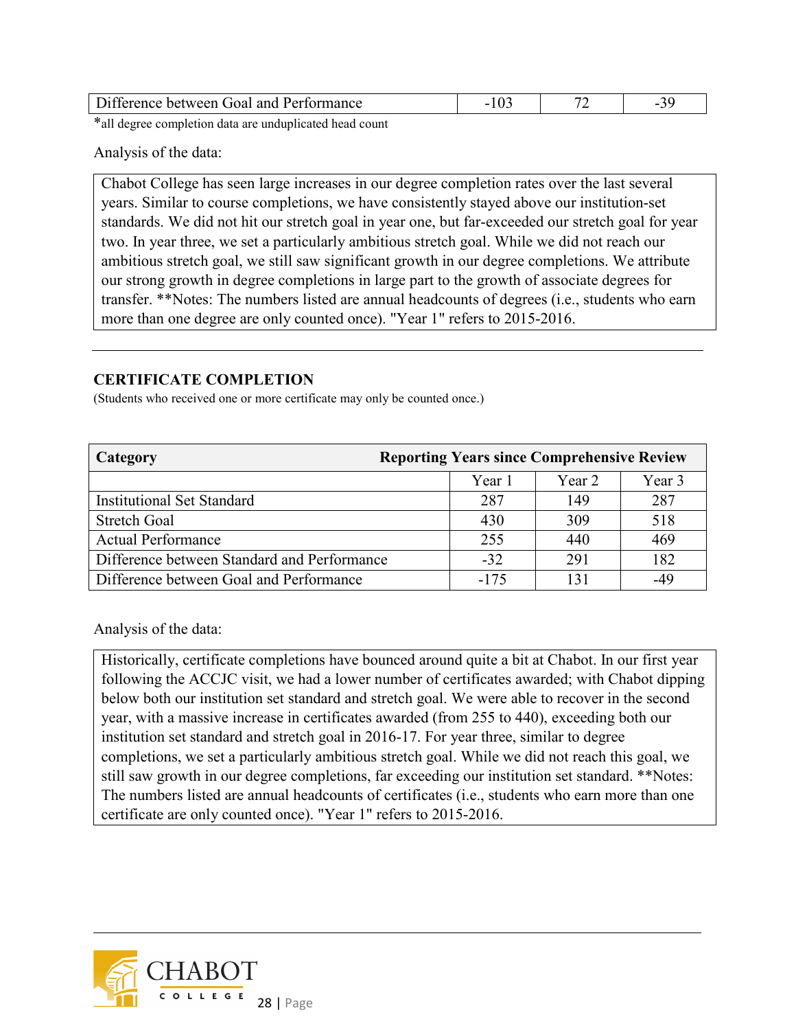| Difference between Goal and Performance | -103 | 72 | -39 |
|---|---|---|---|

*all degree completion data are unduplicated head count

Analysis of the data:

Chabot College has seen large increases in our degree completion rates over the last several years. Similar to course completions, we have consistently stayed above our institution-set standards. We did not hit our stretch goal in year one, but far-exceeded our stretch goal for year two. In year three, we set a particularly ambitious stretch goal. While we did not reach our ambitious stretch goal, we still saw significant growth in our degree completions. We attribute our strong growth in degree completions in large part to the growth of associate degrees for transfer. **Notes: The numbers listed are annual headcounts of degrees (i.e., students who earn more than one degree are only counted once). "Year 1" refers to 2015-2016.

---

### CERTIFICATE COMPLETION

(Students who received one or more certificate may only be counted once.)

| **Category** | **Reporting Years since Comprehensive Review** | | |
|---|---|---|---|
| | Year 1 | Year 2 | Year 3 |
| Institutional Set Standard | 287 | 149 | 287 |
| Stretch Goal | 430 | 309 | 518 |
| Actual Performance | 255 | 440 | 469 |
| Difference between Standard and Performance | -32 | 291 | 182 |
| Difference between Goal and Performance | -175 | 131 | -49 |

Analysis of the data:

Historically, certificate completions have bounced around quite a bit at Chabot. In our first year following the ACCJC visit, we had a lower number of certificates awarded; with Chabot dipping below both our institution set standard and stretch goal. We were able to recover in the second year, with a massive increase in certificates awarded (from 255 to 440), exceeding both our institution set standard and stretch goal in 2016-17. For year three, similar to degree completions, we set a particularly ambitious stretch goal. While we did not reach this goal, we still saw growth in our degree completions, far exceeding our institution set standard. **Notes: The numbers listed are annual headcounts of certificates (i.e., students who earn more than one certificate are only counted once). "Year 1" refers to 2015-2016.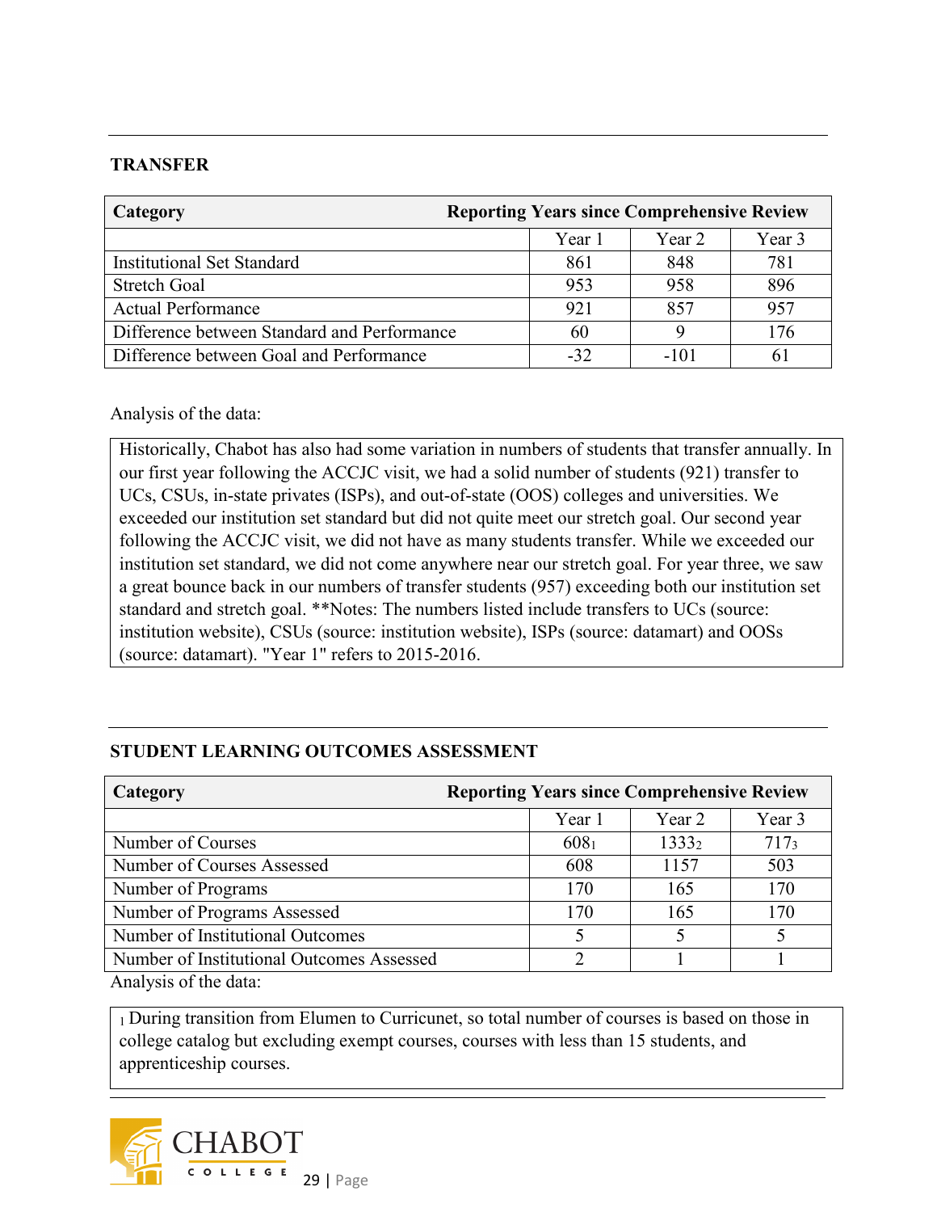## TRANSFER

| Category | Reporting Years since Comprehensive Review | | |
|---|---|---|---|
| | Year 1 | Year 2 | Year 3 |
| Institutional Set Standard | 861 | 848 | 781 |
| Stretch Goal | 953 | 958 | 896 |
| Actual Performance | 921 | 857 | 957 |
| Difference between Standard and Performance | 60 | 9 | 176 |
| Difference between Goal and Performance | -32 | -101 | 61 |

Analysis of the data:

Historically, Chabot has also had some variation in numbers of students that transfer annually. In our first year following the ACCJC visit, we had a solid number of students (921) transfer to UCs, CSUs, in-state privates (ISPs), and out-of-state (OOS) colleges and universities. We exceeded our institution set standard but did not quite meet our stretch goal. Our second year following the ACCJC visit, we did not have as many students transfer. While we exceeded our institution set standard, we did not come anywhere near our stretch goal. For year three, we saw a great bounce back in our numbers of transfer students (957) exceeding both our institution set standard and stretch goal. **Notes: The numbers listed include transfers to UCs (source: institution website), CSUs (source: institution website), ISPs (source: datamart) and OOSs (source: datamart). "Year 1" refers to 2015-2016.

## STUDENT LEARNING OUTCOMES ASSESSMENT

| Category | Reporting Years since Comprehensive Review | | |
|---|---|---|---|
| | Year 1 | Year 2 | Year 3 |
| Number of Courses | 608[1] | 1333[2] | 717[3] |
| Number of Courses Assessed | 608 | 1157 | 503 |
| Number of Programs | 170 | 165 | 170 |
| Number of Programs Assessed | 170 | 165 | 170 |
| Number of Institutional Outcomes | 5 | 5 | 5 |
| Number of Institutional Outcomes Assessed | 2 | 1 | 1 |

Analysis of the data:

[1] During transition from Elumen to Curricunet, so total number of courses is based on those in college catalog but excluding exempt courses, courses with less than 15 students, and apprenticeship courses.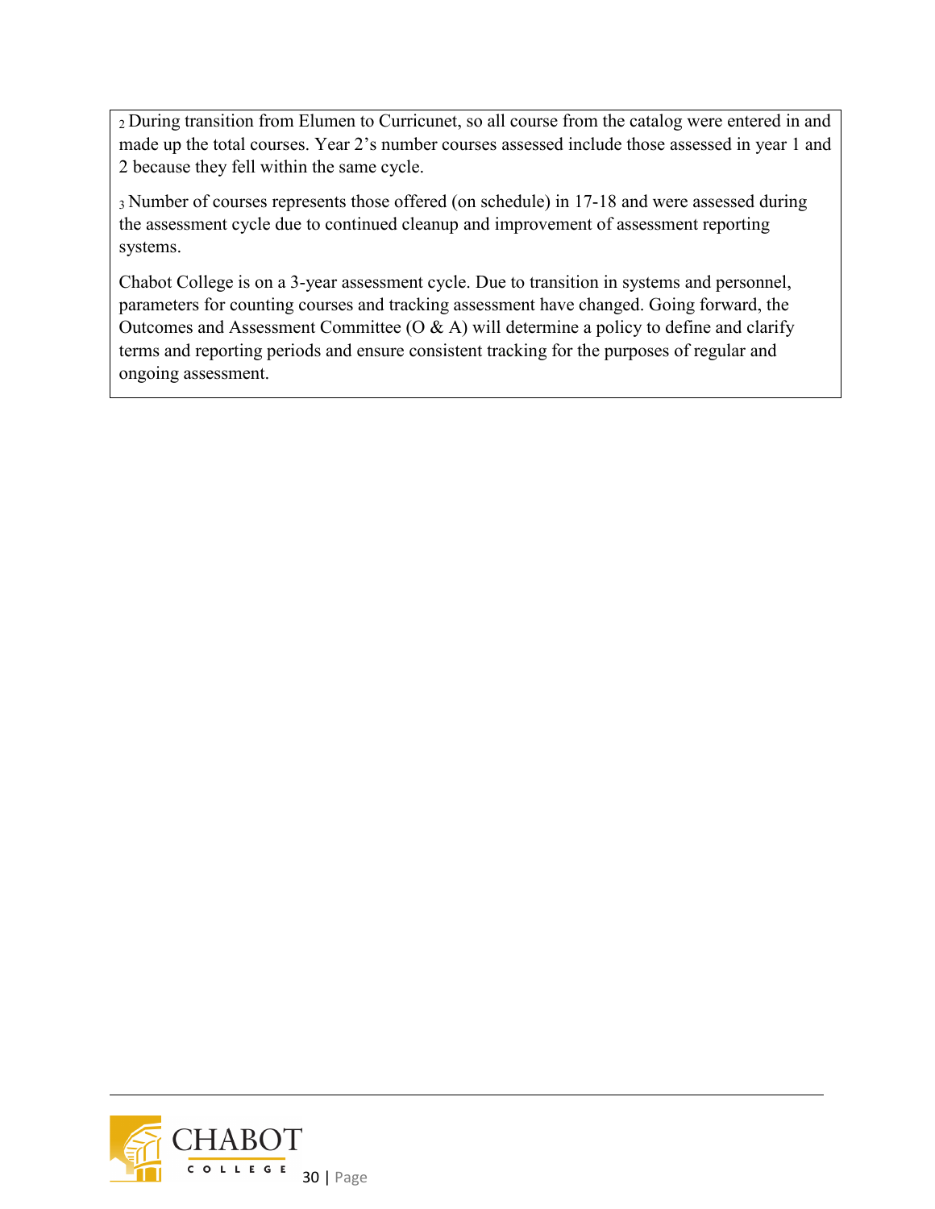[2] During transition from Elumen to Curricunet, so all course from the catalog were entered in and made up the total courses. Year 2's number courses assessed include those assessed in year 1 and 2 because they fell within the same cycle.

[3] Number of courses represents those offered (on schedule) in 17-18 and were assessed during the assessment cycle due to continued cleanup and improvement of assessment reporting systems.

Chabot College is on a 3-year assessment cycle. Due to transition in systems and personnel, parameters for counting courses and tracking assessment have changed. Going forward, the Outcomes and Assessment Committee (O & A) will determine a policy to define and clarify terms and reporting periods and ensure consistent tracking for the purposes of regular and ongoing assessment.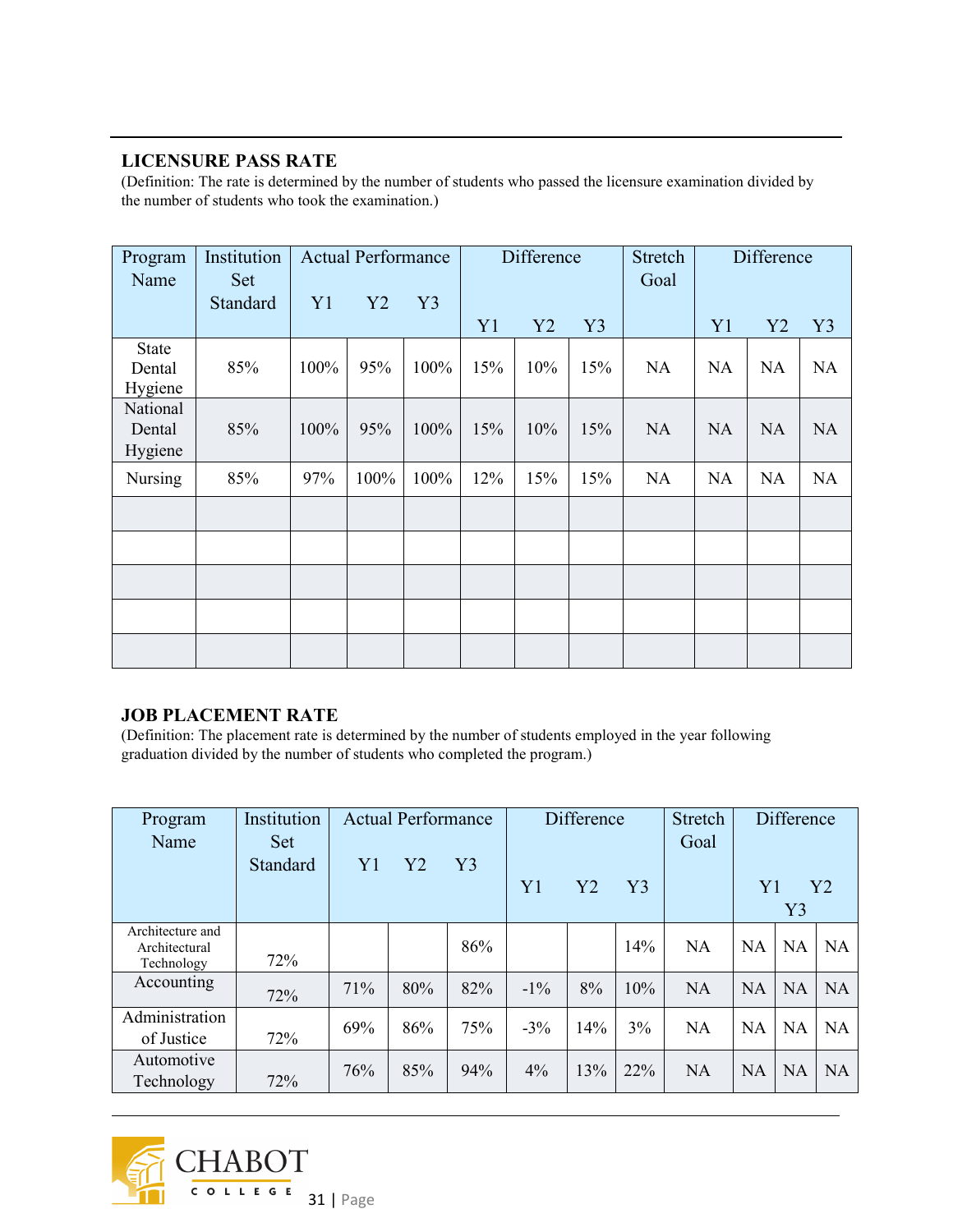## LICENSURE PASS RATE

(Definition: The rate is determined by the number of students who passed the licensure examination divided by the number of students who took the examination.)

| Program Name | Institution Set Standard | Actual Performance | | | Difference | | | Stretch Goal | Difference | | |
|---|---|---|---|---|---|---|---|---|---|---|---|
| | | Y1 | Y2 | Y3 | Y1 | Y2 | Y3 | | Y1 | Y2 | Y3 |
| State Dental Hygiene | 85% | 100% | 95% | 100% | 15% | 10% | 15% | NA | NA | NA | NA |
| National Dental Hygiene | 85% | 100% | 95% | 100% | 15% | 10% | 15% | NA | NA | NA | NA |
| Nursing | 85% | 97% | 100% | 100% | 12% | 15% | 15% | NA | NA | NA | NA |
| | | | | | | | | | | | |
| | | | | | | | | | | | |
| | | | | | | | | | | | |
| | | | | | | | | | | | |
| | | | | | | | | | | | |

## JOB PLACEMENT RATE

(Definition: The placement rate is determined by the number of students employed in the year following graduation divided by the number of students who completed the program.)

| Program Name | Institution Set Standard | Actual Performance | | | Difference | | | Stretch Goal | Difference | | |
|---|---|---|---|---|---|---|---|---|---|---|---|
| | | Y1 | Y2 | Y3 | Y1 | Y2 | Y3 | | Y1 | Y2 | Y3 |
| Architecture and Architectural Technology | 72% | | | 86% | | | 14% | NA | NA | NA | NA |
| Accounting | 72% | 71% | 80% | 82% | -1% | 8% | 10% | NA | NA | NA | NA |
| Administration of Justice | 72% | 69% | 86% | 75% | -3% | 14% | 3% | NA | NA | NA | NA |
| Automotive Technology | 72% | 76% | 85% | 94% | 4% | 13% | 22% | NA | NA | NA | NA |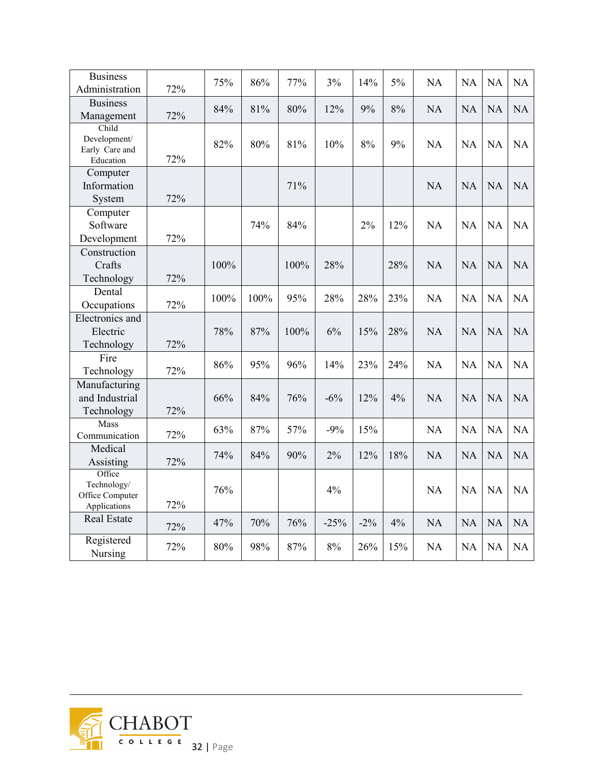| | | | | | | | | | | | |
|---|---|---|---|---|---|---|---|---|---|---|---|
| Business Administration | 72% | 75% | 86% | 77% | 3% | 14% | 5% | NA | NA | NA | NA |
| Business Management | 72% | 84% | 81% | 80% | 12% | 9% | 8% | NA | NA | NA | NA |
| Child Development/ Early Care and Education | 72% | 82% | 80% | 81% | 10% | 8% | 9% | NA | NA | NA | NA |
| Computer Information System | 72% | | | 71% | | | | NA | NA | NA | NA |
| Computer Software Development | 72% | | 74% | 84% | | 2% | 12% | NA | NA | NA | NA |
| Construction Crafts Technology | 72% | 100% | | 100% | 28% | | 28% | NA | NA | NA | NA |
| Dental Occupations | 72% | 100% | 100% | 95% | 28% | 28% | 23% | NA | NA | NA | NA |
| Electronics and Electric Technology | 72% | 78% | 87% | 100% | 6% | 15% | 28% | NA | NA | NA | NA |
| Fire Technology | 72% | 86% | 95% | 96% | 14% | 23% | 24% | NA | NA | NA | NA |
| Manufacturing and Industrial Technology | 72% | 66% | 84% | 76% | -6% | 12% | 4% | NA | NA | NA | NA |
| Mass Communication | 72% | 63% | 87% | 57% | -9% | 15% | | NA | NA | NA | NA |
| Medical Assisting | 72% | 74% | 84% | 90% | 2% | 12% | 18% | NA | NA | NA | NA |
| Office Technology/ Office Computer Applications | 72% | 76% | | | 4% | | | NA | NA | NA | NA |
| Real Estate | 72% | 47% | 70% | 76% | -25% | -2% | 4% | NA | NA | NA | NA |
| Registered Nursing | 72% | 80% | 98% | 87% | 8% | 26% | 15% | NA | NA | NA | NA |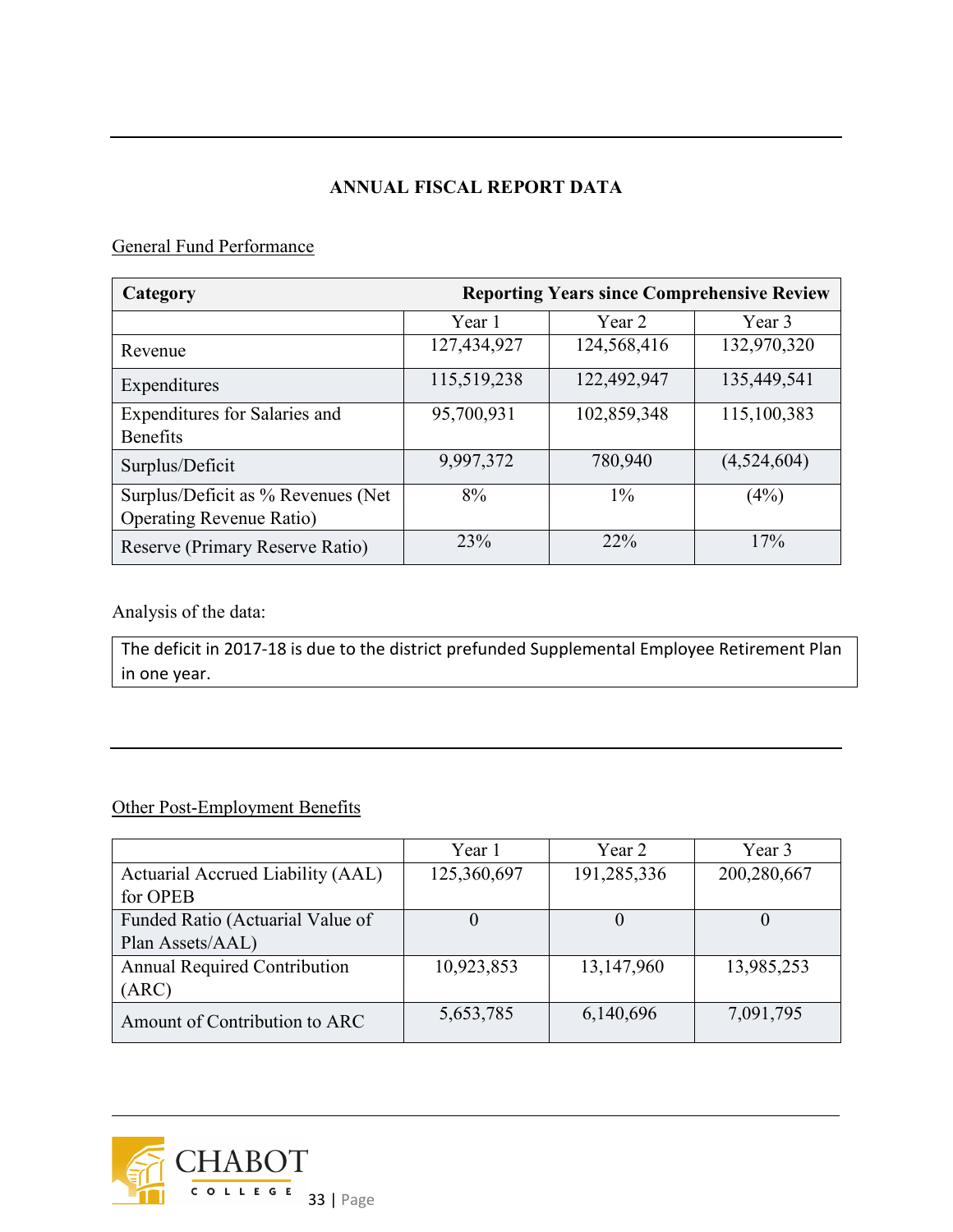**ANNUAL FISCAL REPORT DATA**

General Fund Performance

| Category | Reporting Years since Comprehensive Review | | |
|---|---|---|---|
| | Year 1 | Year 2 | Year 3 |
| Revenue | 127,434,927 | 124,568,416 | 132,970,320 |
| Expenditures | 115,519,238 | 122,492,947 | 135,449,541 |
| Expenditures for Salaries and Benefits | 95,700,931 | 102,859,348 | 115,100,383 |
| Surplus/Deficit | 9,997,372 | 780,940 | (4,524,604) |
| Surplus/Deficit as % Revenues (Net Operating Revenue Ratio) | 8% | 1% | (4%) |
| Reserve (Primary Reserve Ratio) | 23% | 22% | 17% |

Analysis of the data:

The deficit in 2017-18 is due to the district prefunded Supplemental Employee Retirement Plan in one year.

Other Post-Employment Benefits

| | Year 1 | Year 2 | Year 3 |
|---|---|---|---|
| Actuarial Accrued Liability (AAL) for OPEB | 125,360,697 | 191,285,336 | 200,280,667 |
| Funded Ratio (Actuarial Value of Plan Assets/AAL) | 0 | 0 | 0 |
| Annual Required Contribution (ARC) | 10,923,853 | 13,147,960 | 13,985,253 |
| Amount of Contribution to ARC | 5,653,785 | 6,140,696 | 7,091,795 |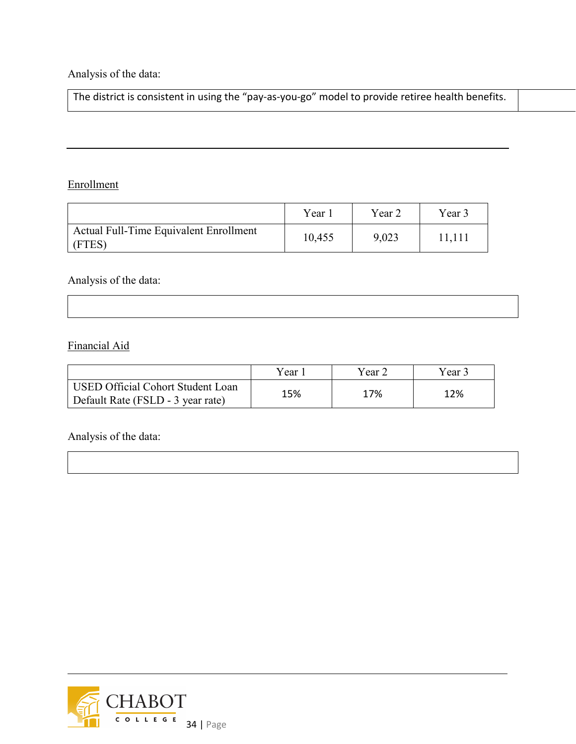Analysis of the data:

| |
|---|
| The district is consistent in using the “pay-as-you-go” model to provide retiree health benefits. |

---

Enrollment

| | Year 1 | Year 2 | Year 3 |
|---|---|---|---|
| Actual Full-Time Equivalent Enrollment (FTES) | 10,455 | 9,023 | 11,111 |

Analysis of the data:

| |
|---|
| |

Financial Aid

| | Year 1 | Year 2 | Year 3 |
|---|---|---|---|
| USED Official Cohort Student Loan Default Rate (FSLD - 3 year rate) | 15% | 17% | 12% |

Analysis of the data:

| |
|---|
| |